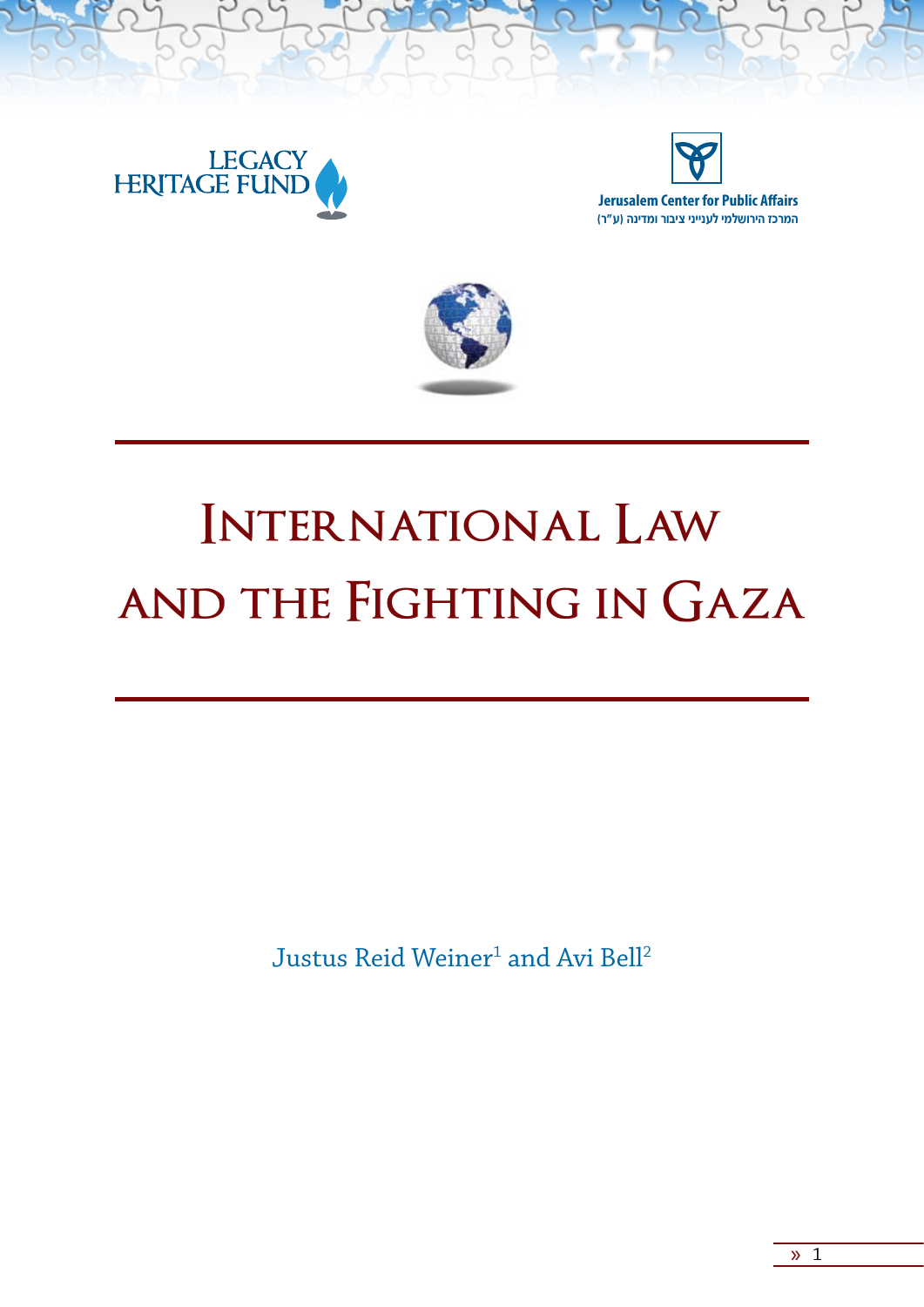LEGACY HERITAGE FUND

Jerusalem Center for Public Affairs

המרכז הירושלמי לענייני ציבור ומדינה (ע"ר)

# International Law and the Fighting in Gaza

Justus Reid Weiner[1] and Avi Bell[2]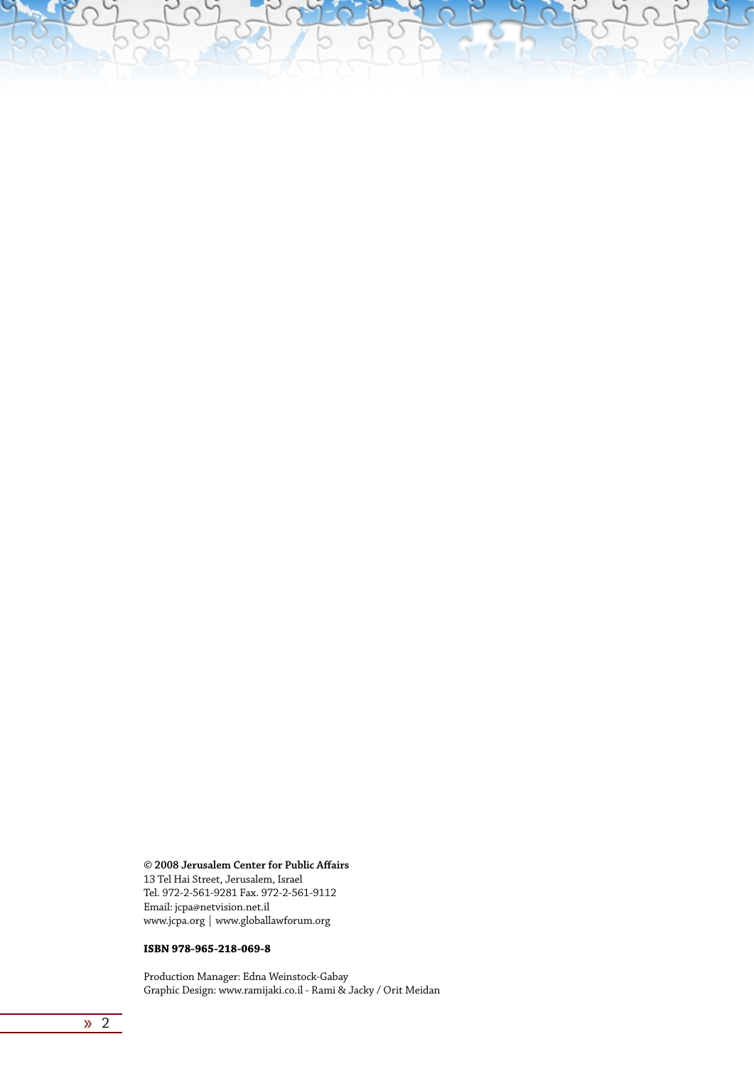**© 2008 Jerusalem Center for Public Affairs**
13 Tel Hai Street, Jerusalem, Israel
Tel. 972-2-561-9281 Fax. 972-2-561-9112
Email: jcpa@netvision.net.il
www.jcpa.org | www.globallawforum.org

**ISBN 978-965-218-069-8**

Production Manager: Edna Weinstock-Gabay
Graphic Design: www.ramijaki.co.il - Rami & Jacky / Orit Meidan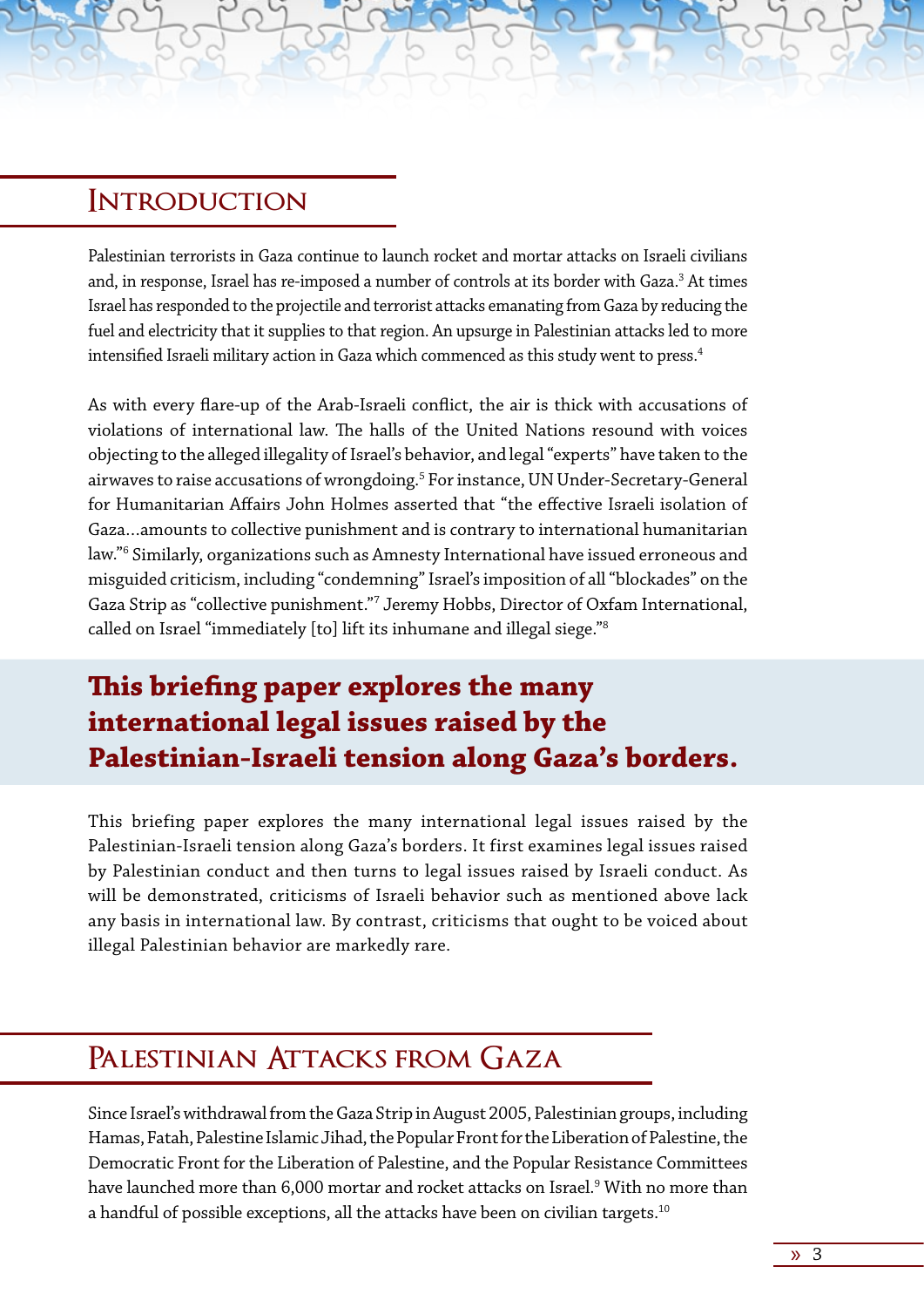## Introduction

Palestinian terrorists in Gaza continue to launch rocket and mortar attacks on Israeli civilians and, in response, Israel has re-imposed a number of controls at its border with Gaza.[3] At times Israel has responded to the projectile and terrorist attacks emanating from Gaza by reducing the fuel and electricity that it supplies to that region. An upsurge in Palestinian attacks led to more intensified Israeli military action in Gaza which commenced as this study went to press.[4]

As with every flare-up of the Arab-Israeli conflict, the air is thick with accusations of violations of international law. The halls of the United Nations resound with voices objecting to the alleged illegality of Israel's behavior, and legal "experts" have taken to the airwaves to raise accusations of wrongdoing.[5] For instance, UN Under-Secretary-General for Humanitarian Affairs John Holmes asserted that "the effective Israeli isolation of Gaza…amounts to collective punishment and is contrary to international humanitarian law."[6] Similarly, organizations such as Amnesty International have issued erroneous and misguided criticism, including "condemning" Israel's imposition of all "blockades" on the Gaza Strip as "collective punishment."[7] Jeremy Hobbs, Director of Oxfam International, called on Israel "immediately [to] lift its inhumane and illegal siege."[8]

**This briefing paper explores the many international legal issues raised by the Palestinian-Israeli tension along Gaza's borders.**

This briefing paper explores the many international legal issues raised by the Palestinian-Israeli tension along Gaza's borders. It first examines legal issues raised by Palestinian conduct and then turns to legal issues raised by Israeli conduct. As will be demonstrated, criticisms of Israeli behavior such as mentioned above lack any basis in international law. By contrast, criticisms that ought to be voiced about illegal Palestinian behavior are markedly rare.

## Palestinian Attacks from Gaza

Since Israel's withdrawal from the Gaza Strip in August 2005, Palestinian groups, including Hamas, Fatah, Palestine Islamic Jihad, the Popular Front for the Liberation of Palestine, the Democratic Front for the Liberation of Palestine, and the Popular Resistance Committees have launched more than 6,000 mortar and rocket attacks on Israel.[9] With no more than a handful of possible exceptions, all the attacks have been on civilian targets.[10]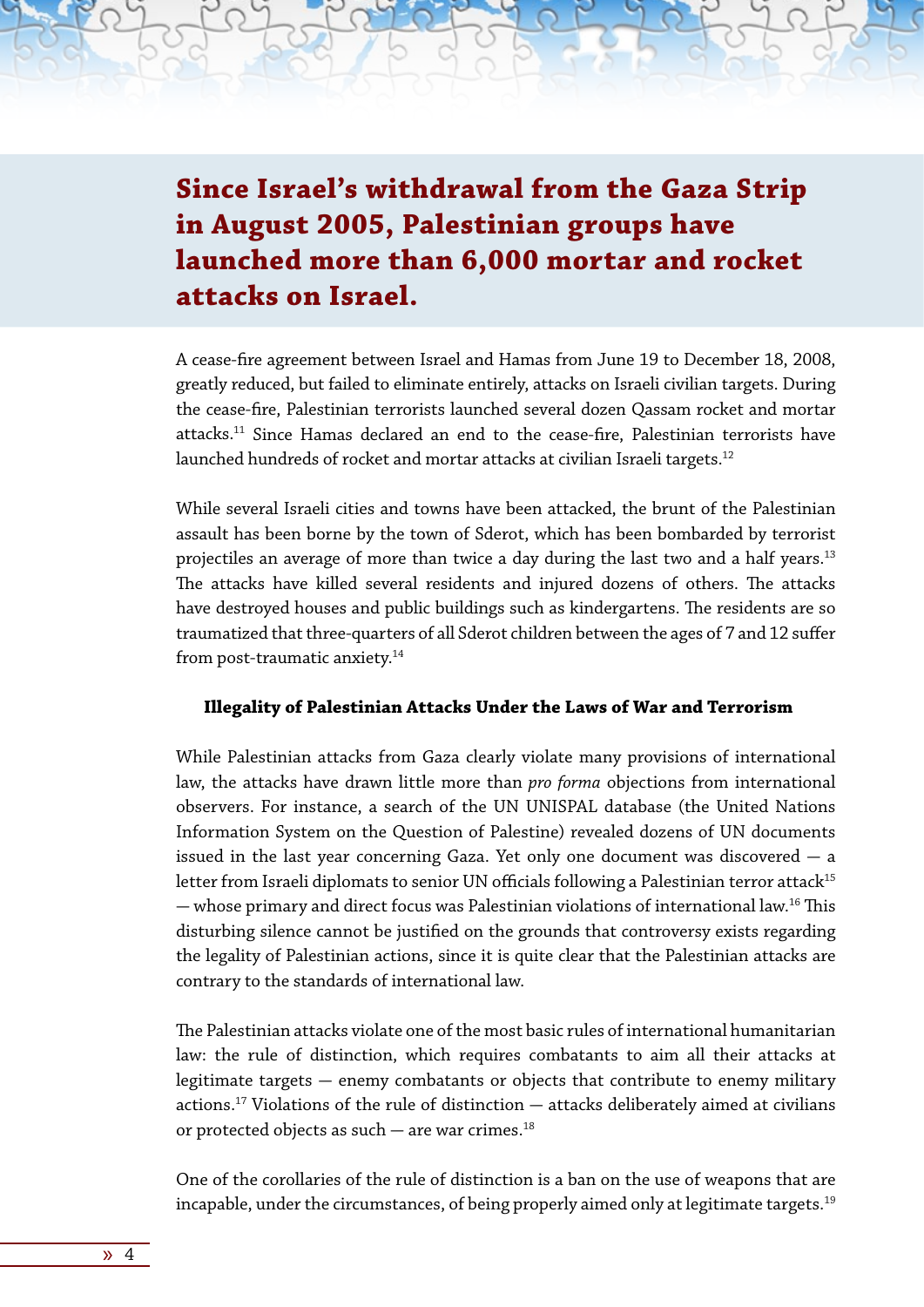## Since Israel's withdrawal from the Gaza Strip in August 2005, Palestinian groups have launched more than 6,000 mortar and rocket attacks on Israel.

A cease-fire agreement between Israel and Hamas from June 19 to December 18, 2008, greatly reduced, but failed to eliminate entirely, attacks on Israeli civilian targets. During the cease-fire, Palestinian terrorists launched several dozen Qassam rocket and mortar attacks.[11] Since Hamas declared an end to the cease-fire, Palestinian terrorists have launched hundreds of rocket and mortar attacks at civilian Israeli targets.[12]

While several Israeli cities and towns have been attacked, the brunt of the Palestinian assault has been borne by the town of Sderot, which has been bombarded by terrorist projectiles an average of more than twice a day during the last two and a half years.[13] The attacks have killed several residents and injured dozens of others. The attacks have destroyed houses and public buildings such as kindergartens. The residents are so traumatized that three-quarters of all Sderot children between the ages of 7 and 12 suffer from post-traumatic anxiety.[14]

### Illegality of Palestinian Attacks Under the Laws of War and Terrorism

While Palestinian attacks from Gaza clearly violate many provisions of international law, the attacks have drawn little more than *pro forma* objections from international observers. For instance, a search of the UN UNISPAL database (the United Nations Information System on the Question of Palestine) revealed dozens of UN documents issued in the last year concerning Gaza. Yet only one document was discovered — a letter from Israeli diplomats to senior UN officials following a Palestinian terror attack[15] — whose primary and direct focus was Palestinian violations of international law.[16] This disturbing silence cannot be justified on the grounds that controversy exists regarding the legality of Palestinian actions, since it is quite clear that the Palestinian attacks are contrary to the standards of international law.

The Palestinian attacks violate one of the most basic rules of international humanitarian law: the rule of distinction, which requires combatants to aim all their attacks at legitimate targets — enemy combatants or objects that contribute to enemy military actions.[17] Violations of the rule of distinction — attacks deliberately aimed at civilians or protected objects as such — are war crimes.[18]

One of the corollaries of the rule of distinction is a ban on the use of weapons that are incapable, under the circumstances, of being properly aimed only at legitimate targets.[19]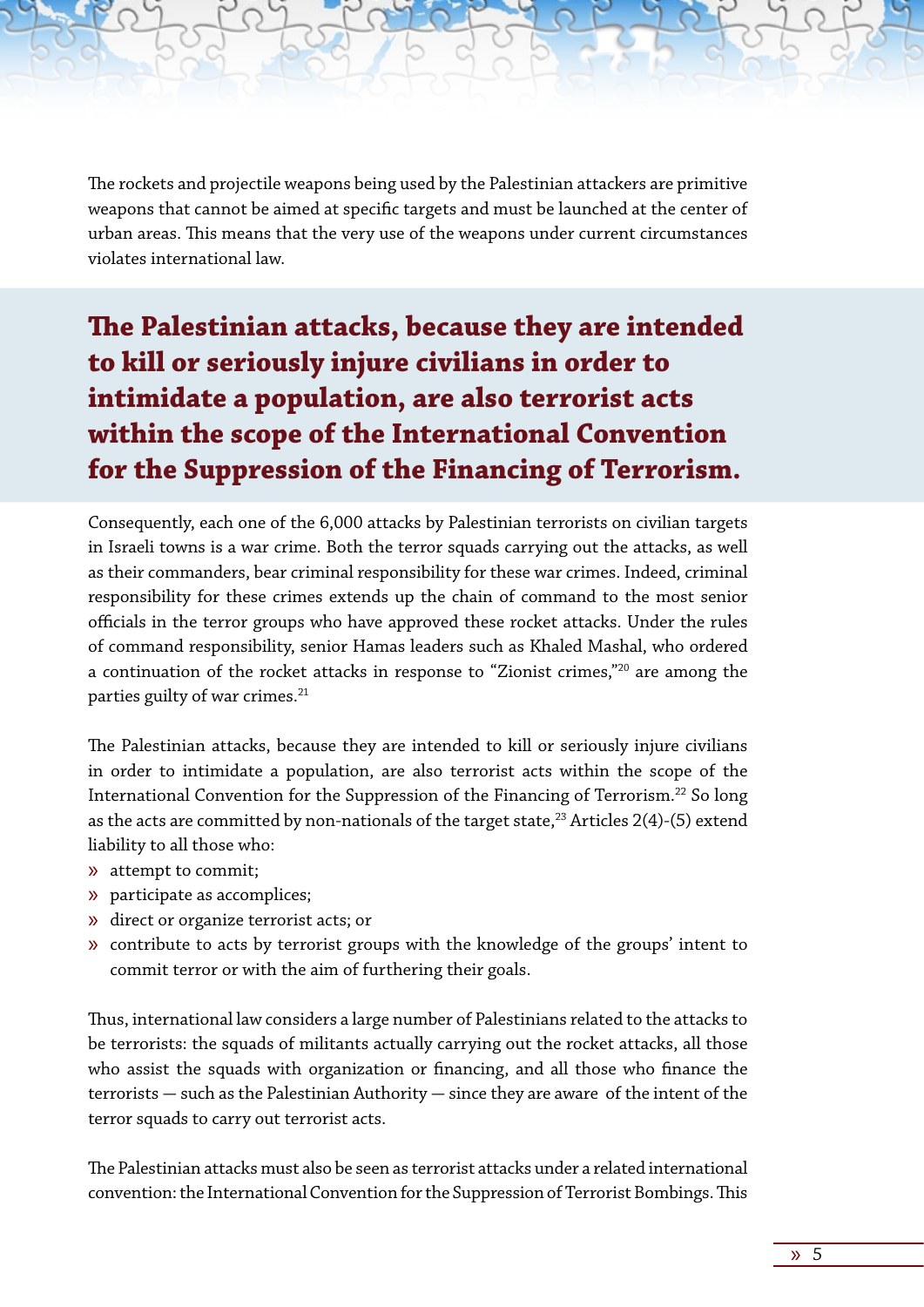The rockets and projectile weapons being used by the Palestinian attackers are primitive weapons that cannot be aimed at specific targets and must be launched at the center of urban areas. This means that the very use of the weapons under current circumstances violates international law.

> **The Palestinian attacks, because they are intended to kill or seriously injure civilians in order to intimidate a population, are also terrorist acts within the scope of the International Convention for the Suppression of the Financing of Terrorism.**

Consequently, each one of the 6,000 attacks by Palestinian terrorists on civilian targets in Israeli towns is a war crime. Both the terror squads carrying out the attacks, as well as their commanders, bear criminal responsibility for these war crimes. Indeed, criminal responsibility for these crimes extends up the chain of command to the most senior officials in the terror groups who have approved these rocket attacks. Under the rules of command responsibility, senior Hamas leaders such as Khaled Mashal, who ordered a continuation of the rocket attacks in response to "Zionist crimes,"[20] are among the parties guilty of war crimes.[21]

The Palestinian attacks, because they are intended to kill or seriously injure civilians in order to intimidate a population, are also terrorist acts within the scope of the International Convention for the Suppression of the Financing of Terrorism.[22] So long as the acts are committed by non-nationals of the target state,[23] Articles 2(4)-(5) extend liability to all those who:

- attempt to commit;
- participate as accomplices;
- direct or organize terrorist acts; or
- contribute to acts by terrorist groups with the knowledge of the groups' intent to commit terror or with the aim of furthering their goals.

Thus, international law considers a large number of Palestinians related to the attacks to be terrorists: the squads of militants actually carrying out the rocket attacks, all those who assist the squads with organization or financing, and all those who finance the terrorists — such as the Palestinian Authority — since they are aware of the intent of the terror squads to carry out terrorist acts.

The Palestinian attacks must also be seen as terrorist attacks under a related international convention: the International Convention for the Suppression of Terrorist Bombings. This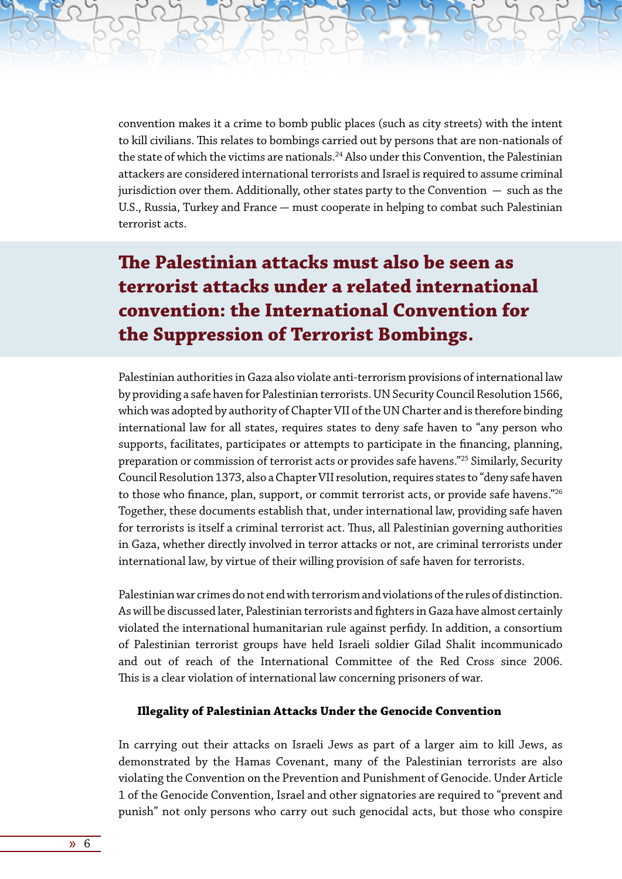convention makes it a crime to bomb public places (such as city streets) with the intent to kill civilians. This relates to bombings carried out by persons that are non-nationals of the state of which the victims are nationals.[24] Also under this Convention, the Palestinian attackers are considered international terrorists and Israel is required to assume criminal jurisdiction over them. Additionally, other states party to the Convention — such as the U.S., Russia, Turkey and France — must cooperate in helping to combat such Palestinian terrorist acts.

> **The Palestinian attacks must also be seen as terrorist attacks under a related international convention: the International Convention for the Suppression of Terrorist Bombings.**

Palestinian authorities in Gaza also violate anti-terrorism provisions of international law by providing a safe haven for Palestinian terrorists. UN Security Council Resolution 1566, which was adopted by authority of Chapter VII of the UN Charter and is therefore binding international law for all states, requires states to deny safe haven to "any person who supports, facilitates, participates or attempts to participate in the financing, planning, preparation or commission of terrorist acts or provides safe havens."[25] Similarly, Security Council Resolution 1373, also a Chapter VII resolution, requires states to "deny safe haven to those who finance, plan, support, or commit terrorist acts, or provide safe havens."[26] Together, these documents establish that, under international law, providing safe haven for terrorists is itself a criminal terrorist act. Thus, all Palestinian governing authorities in Gaza, whether directly involved in terror attacks or not, are criminal terrorists under international law, by virtue of their willing provision of safe haven for terrorists.

Palestinian war crimes do not end with terrorism and violations of the rules of distinction. As will be discussed later, Palestinian terrorists and fighters in Gaza have almost certainly violated the international humanitarian rule against perfidy. In addition, a consortium of Palestinian terrorist groups have held Israeli soldier Gilad Shalit incommunicado and out of reach of the International Committee of the Red Cross since 2006. This is a clear violation of international law concerning prisoners of war.

### Illegality of Palestinian Attacks Under the Genocide Convention

In carrying out their attacks on Israeli Jews as part of a larger aim to kill Jews, as demonstrated by the Hamas Covenant, many of the Palestinian terrorists are also violating the Convention on the Prevention and Punishment of Genocide. Under Article 1 of the Genocide Convention, Israel and other signatories are required to "prevent and punish" not only persons who carry out such genocidal acts, but those who conspire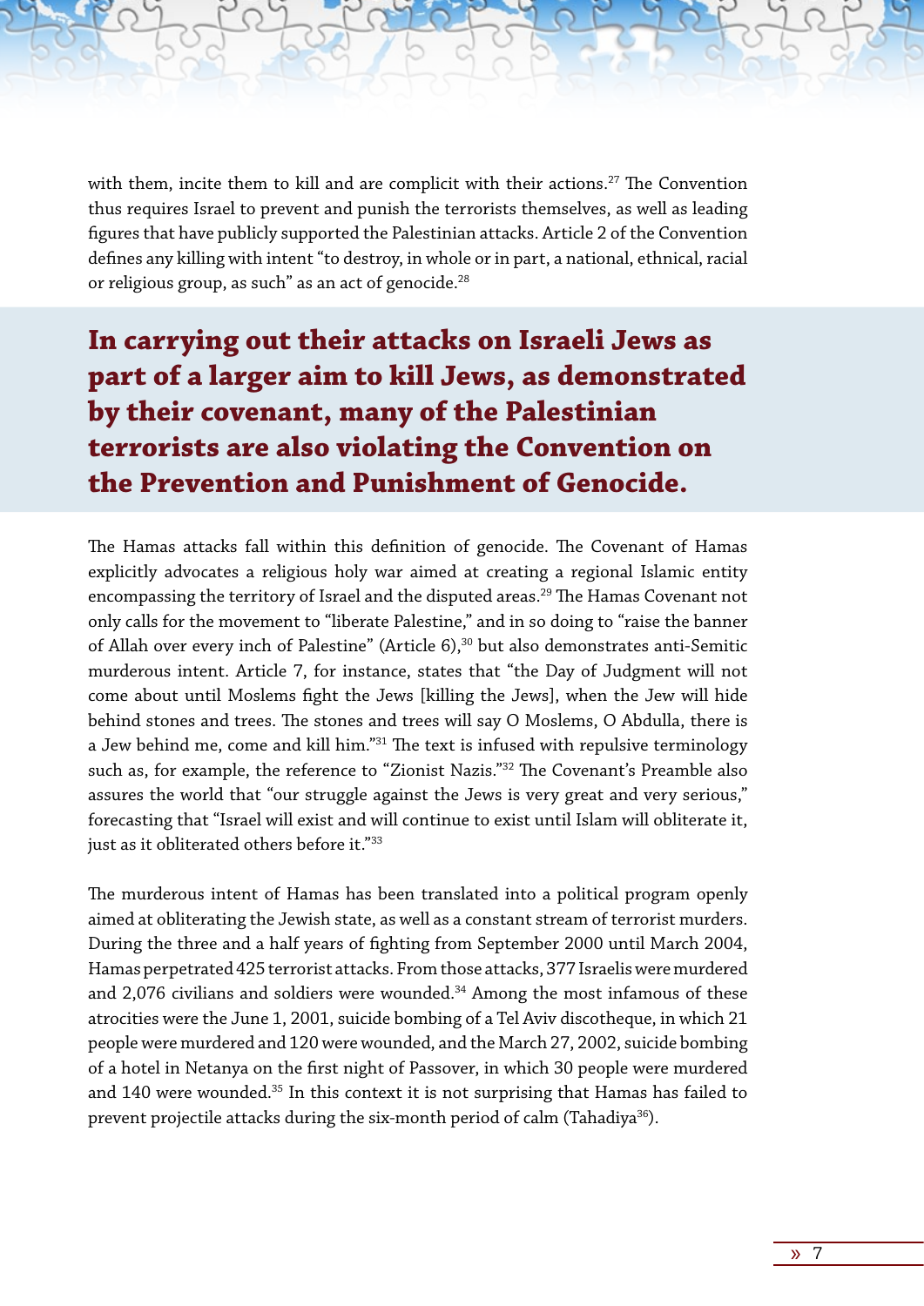with them, incite them to kill and are complicit with their actions.[27] The Convention thus requires Israel to prevent and punish the terrorists themselves, as well as leading figures that have publicly supported the Palestinian attacks. Article 2 of the Convention defines any killing with intent "to destroy, in whole or in part, a national, ethnical, racial or religious group, as such" as an act of genocide.[28]

**In carrying out their attacks on Israeli Jews as part of a larger aim to kill Jews, as demonstrated by their covenant, many of the Palestinian terrorists are also violating the Convention on the Prevention and Punishment of Genocide.**

The Hamas attacks fall within this definition of genocide. The Covenant of Hamas explicitly advocates a religious holy war aimed at creating a regional Islamic entity encompassing the territory of Israel and the disputed areas.[29] The Hamas Covenant not only calls for the movement to "liberate Palestine," and in so doing to "raise the banner of Allah over every inch of Palestine" (Article 6),[30] but also demonstrates anti-Semitic murderous intent. Article 7, for instance, states that "the Day of Judgment will not come about until Moslems fight the Jews [killing the Jews], when the Jew will hide behind stones and trees. The stones and trees will say O Moslems, O Abdulla, there is a Jew behind me, come and kill him."[31] The text is infused with repulsive terminology such as, for example, the reference to "Zionist Nazis."[32] The Covenant's Preamble also assures the world that "our struggle against the Jews is very great and very serious," forecasting that "Israel will exist and will continue to exist until Islam will obliterate it, just as it obliterated others before it."[33]

The murderous intent of Hamas has been translated into a political program openly aimed at obliterating the Jewish state, as well as a constant stream of terrorist murders. During the three and a half years of fighting from September 2000 until March 2004, Hamas perpetrated 425 terrorist attacks. From those attacks, 377 Israelis were murdered and 2,076 civilians and soldiers were wounded.[34] Among the most infamous of these atrocities were the June 1, 2001, suicide bombing of a Tel Aviv discotheque, in which 21 people were murdered and 120 were wounded, and the March 27, 2002, suicide bombing of a hotel in Netanya on the first night of Passover, in which 30 people were murdered and 140 were wounded.[35] In this context it is not surprising that Hamas has failed to prevent projectile attacks during the six-month period of calm (Tahadiya[36]).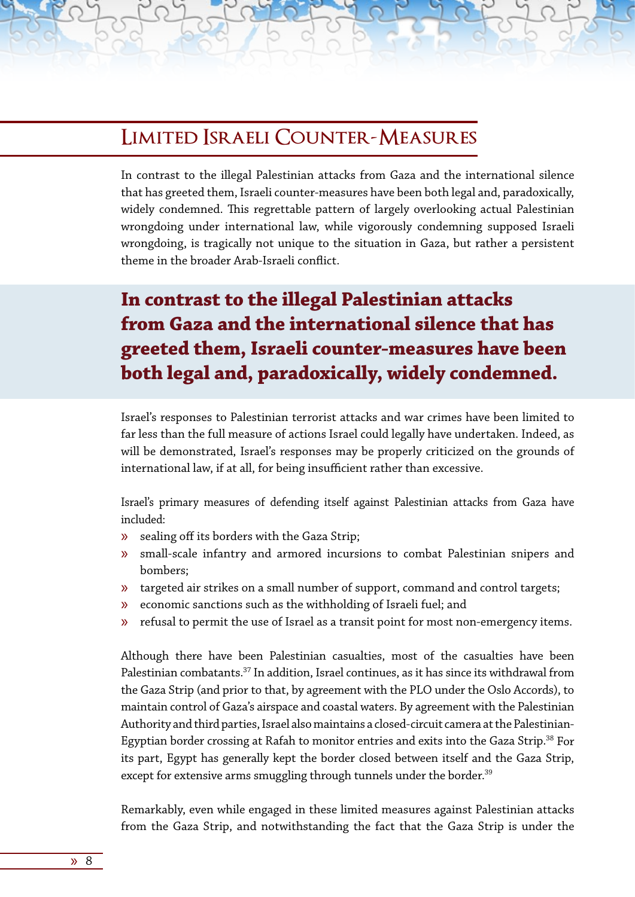## Limited Israeli Counter-Measures

In contrast to the illegal Palestinian attacks from Gaza and the international silence that has greeted them, Israeli counter-measures have been both legal and, paradoxically, widely condemned. This regrettable pattern of largely overlooking actual Palestinian wrongdoing under international law, while vigorously condemning supposed Israeli wrongdoing, is tragically not unique to the situation in Gaza, but rather a persistent theme in the broader Arab-Israeli conflict.

**In contrast to the illegal Palestinian attacks from Gaza and the international silence that has greeted them, Israeli counter-measures have been both legal and, paradoxically, widely condemned.**

Israel's responses to Palestinian terrorist attacks and war crimes have been limited to far less than the full measure of actions Israel could legally have undertaken. Indeed, as will be demonstrated, Israel's responses may be properly criticized on the grounds of international law, if at all, for being insufficient rather than excessive.

Israel's primary measures of defending itself against Palestinian attacks from Gaza have included:

- sealing off its borders with the Gaza Strip;
- small-scale infantry and armored incursions to combat Palestinian snipers and bombers;
- targeted air strikes on a small number of support, command and control targets;
- economic sanctions such as the withholding of Israeli fuel; and
- refusal to permit the use of Israel as a transit point for most non-emergency items.

Although there have been Palestinian casualties, most of the casualties have been Palestinian combatants.[37] In addition, Israel continues, as it has since its withdrawal from the Gaza Strip (and prior to that, by agreement with the PLO under the Oslo Accords), to maintain control of Gaza's airspace and coastal waters. By agreement with the Palestinian Authority and third parties, Israel also maintains a closed-circuit camera at the Palestinian-Egyptian border crossing at Rafah to monitor entries and exits into the Gaza Strip.[38] For its part, Egypt has generally kept the border closed between itself and the Gaza Strip, except for extensive arms smuggling through tunnels under the border.[39]

Remarkably, even while engaged in these limited measures against Palestinian attacks from the Gaza Strip, and notwithstanding the fact that the Gaza Strip is under the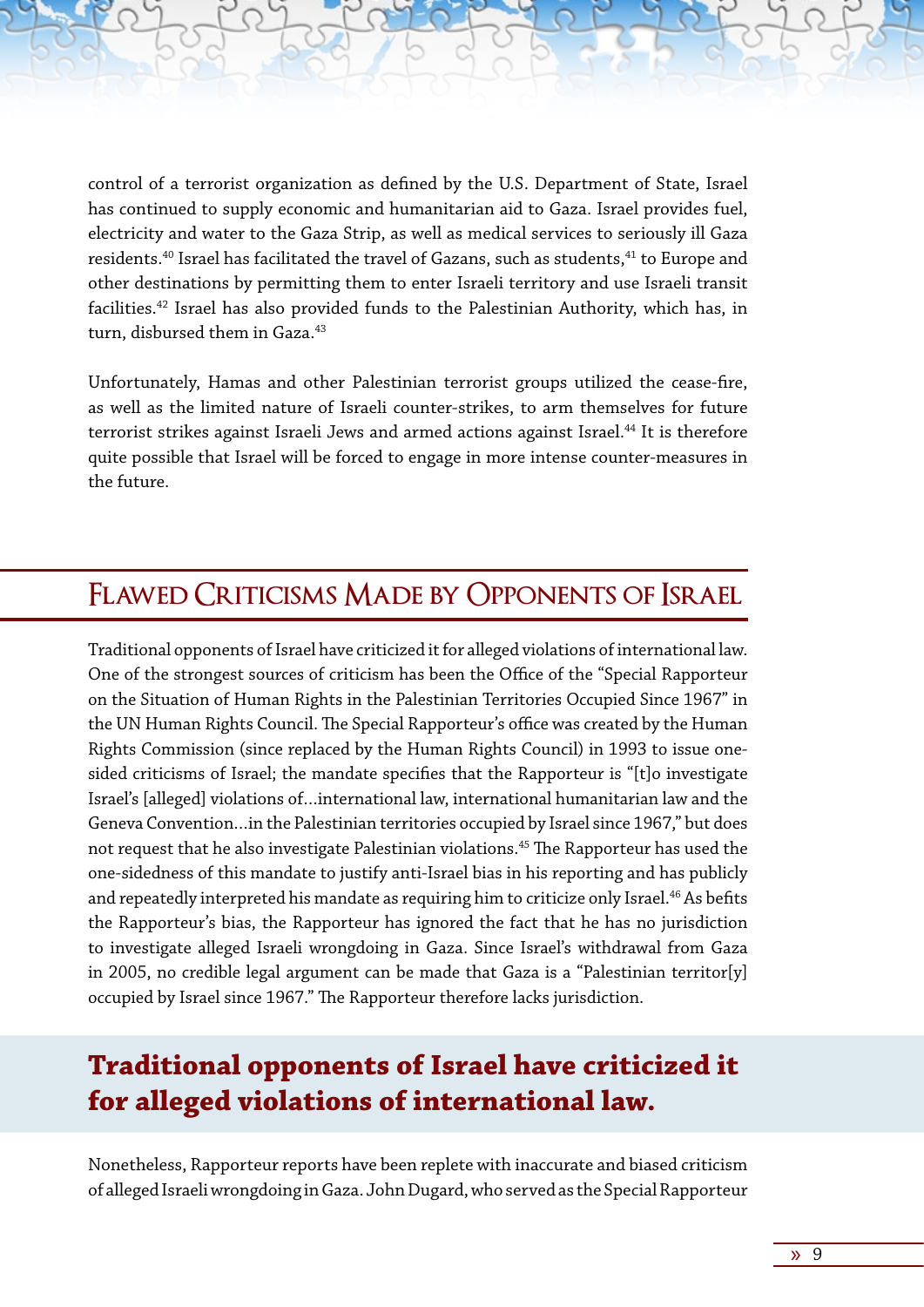control of a terrorist organization as defined by the U.S. Department of State, Israel has continued to supply economic and humanitarian aid to Gaza. Israel provides fuel, electricity and water to the Gaza Strip, as well as medical services to seriously ill Gaza residents.[40] Israel has facilitated the travel of Gazans, such as students,[41] to Europe and other destinations by permitting them to enter Israeli territory and use Israeli transit facilities.[42] Israel has also provided funds to the Palestinian Authority, which has, in turn, disbursed them in Gaza.[43]

Unfortunately, Hamas and other Palestinian terrorist groups utilized the cease-fire, as well as the limited nature of Israeli counter-strikes, to arm themselves for future terrorist strikes against Israeli Jews and armed actions against Israel.[44] It is therefore quite possible that Israel will be forced to engage in more intense counter-measures in the future.

## Flawed Criticisms Made by Opponents of Israel

Traditional opponents of Israel have criticized it for alleged violations of international law. One of the strongest sources of criticism has been the Office of the "Special Rapporteur on the Situation of Human Rights in the Palestinian Territories Occupied Since 1967" in the UN Human Rights Council. The Special Rapporteur's office was created by the Human Rights Commission (since replaced by the Human Rights Council) in 1993 to issue one-sided criticisms of Israel; the mandate specifies that the Rapporteur is "[t]o investigate Israel's [alleged] violations of…international law, international humanitarian law and the Geneva Convention…in the Palestinian territories occupied by Israel since 1967," but does not request that he also investigate Palestinian violations.[45] The Rapporteur has used the one-sidedness of this mandate to justify anti-Israel bias in his reporting and has publicly and repeatedly interpreted his mandate as requiring him to criticize only Israel.[46] As befits the Rapporteur's bias, the Rapporteur has ignored the fact that he has no jurisdiction to investigate alleged Israeli wrongdoing in Gaza. Since Israel's withdrawal from Gaza in 2005, no credible legal argument can be made that Gaza is a "Palestinian territor[y] occupied by Israel since 1967." The Rapporteur therefore lacks jurisdiction.

**Traditional opponents of Israel have criticized it for alleged violations of international law.**

Nonetheless, Rapporteur reports have been replete with inaccurate and biased criticism of alleged Israeli wrongdoing in Gaza. John Dugard, who served as the Special Rapporteur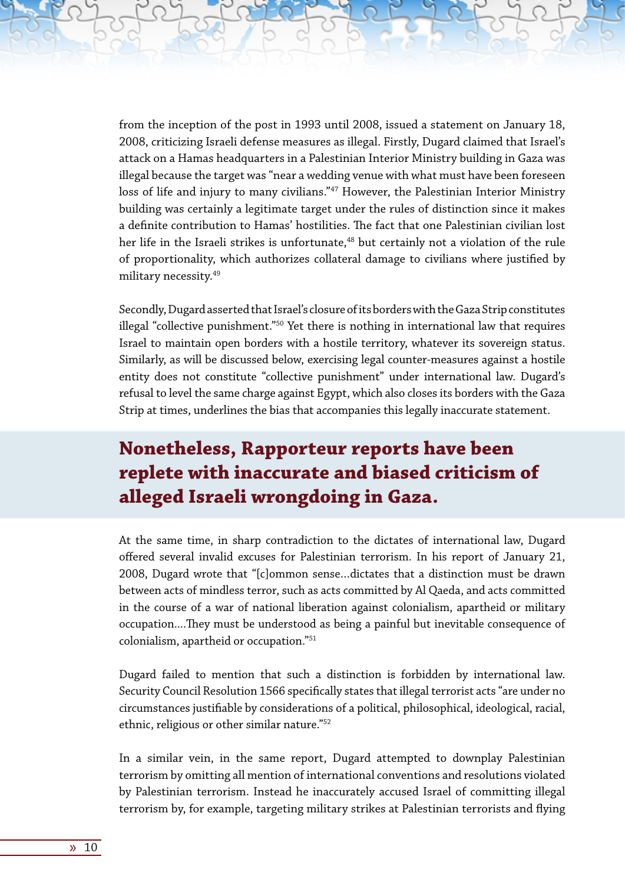from the inception of the post in 1993 until 2008, issued a statement on January 18, 2008, criticizing Israeli defense measures as illegal. Firstly, Dugard claimed that Israel's attack on a Hamas headquarters in a Palestinian Interior Ministry building in Gaza was illegal because the target was "near a wedding venue with what must have been foreseen loss of life and injury to many civilians."[47] However, the Palestinian Interior Ministry building was certainly a legitimate target under the rules of distinction since it makes a definite contribution to Hamas' hostilities. The fact that one Palestinian civilian lost her life in the Israeli strikes is unfortunate,[48] but certainly not a violation of the rule of proportionality, which authorizes collateral damage to civilians where justified by military necessity.[49]

Secondly, Dugard asserted that Israel's closure of its borders with the Gaza Strip constitutes illegal "collective punishment."[50] Yet there is nothing in international law that requires Israel to maintain open borders with a hostile territory, whatever its sovereign status. Similarly, as will be discussed below, exercising legal counter-measures against a hostile entity does not constitute "collective punishment" under international law. Dugard's refusal to level the same charge against Egypt, which also closes its borders with the Gaza Strip at times, underlines the bias that accompanies this legally inaccurate statement.

## Nonetheless, Rapporteur reports have been replete with inaccurate and biased criticism of alleged Israeli wrongdoing in Gaza.

At the same time, in sharp contradiction to the dictates of international law, Dugard offered several invalid excuses for Palestinian terrorism. In his report of January 21, 2008, Dugard wrote that "[c]ommon sense…dictates that a distinction must be drawn between acts of mindless terror, such as acts committed by Al Qaeda, and acts committed in the course of a war of national liberation against colonialism, apartheid or military occupation….They must be understood as being a painful but inevitable consequence of colonialism, apartheid or occupation."[51]

Dugard failed to mention that such a distinction is forbidden by international law. Security Council Resolution 1566 specifically states that illegal terrorist acts "are under no circumstances justifiable by considerations of a political, philosophical, ideological, racial, ethnic, religious or other similar nature."[52]

In a similar vein, in the same report, Dugard attempted to downplay Palestinian terrorism by omitting all mention of international conventions and resolutions violated by Palestinian terrorism. Instead he inaccurately accused Israel of committing illegal terrorism by, for example, targeting military strikes at Palestinian terrorists and flying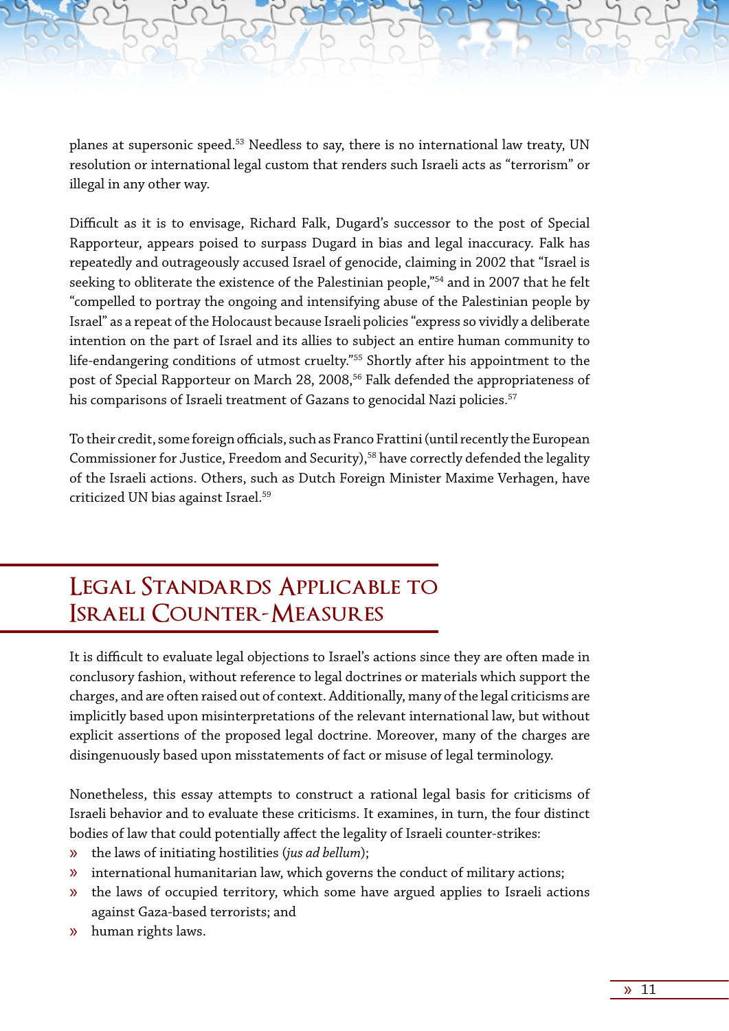planes at supersonic speed.[53] Needless to say, there is no international law treaty, UN resolution or international legal custom that renders such Israeli acts as "terrorism" or illegal in any other way.

Difficult as it is to envisage, Richard Falk, Dugard's successor to the post of Special Rapporteur, appears poised to surpass Dugard in bias and legal inaccuracy. Falk has repeatedly and outrageously accused Israel of genocide, claiming in 2002 that "Israel is seeking to obliterate the existence of the Palestinian people,"[54] and in 2007 that he felt "compelled to portray the ongoing and intensifying abuse of the Palestinian people by Israel" as a repeat of the Holocaust because Israeli policies "express so vividly a deliberate intention on the part of Israel and its allies to subject an entire human community to life-endangering conditions of utmost cruelty."[55] Shortly after his appointment to the post of Special Rapporteur on March 28, 2008,[56] Falk defended the appropriateness of his comparisons of Israeli treatment of Gazans to genocidal Nazi policies.[57]

To their credit, some foreign officials, such as Franco Frattini (until recently the European Commissioner for Justice, Freedom and Security),[58] have correctly defended the legality of the Israeli actions. Others, such as Dutch Foreign Minister Maxime Verhagen, have criticized UN bias against Israel.[59]

## Legal Standards Applicable to Israeli Counter-Measures

It is difficult to evaluate legal objections to Israel's actions since they are often made in conclusory fashion, without reference to legal doctrines or materials which support the charges, and are often raised out of context. Additionally, many of the legal criticisms are implicitly based upon misinterpretations of the relevant international law, but without explicit assertions of the proposed legal doctrine. Moreover, many of the charges are disingenuously based upon misstatements of fact or misuse of legal terminology.

Nonetheless, this essay attempts to construct a rational legal basis for criticisms of Israeli behavior and to evaluate these criticisms. It examines, in turn, the four distinct bodies of law that could potentially affect the legality of Israeli counter-strikes:

- the laws of initiating hostilities (*jus ad bellum*);
- international humanitarian law, which governs the conduct of military actions;
- the laws of occupied territory, which some have argued applies to Israeli actions against Gaza-based terrorists; and
- human rights laws.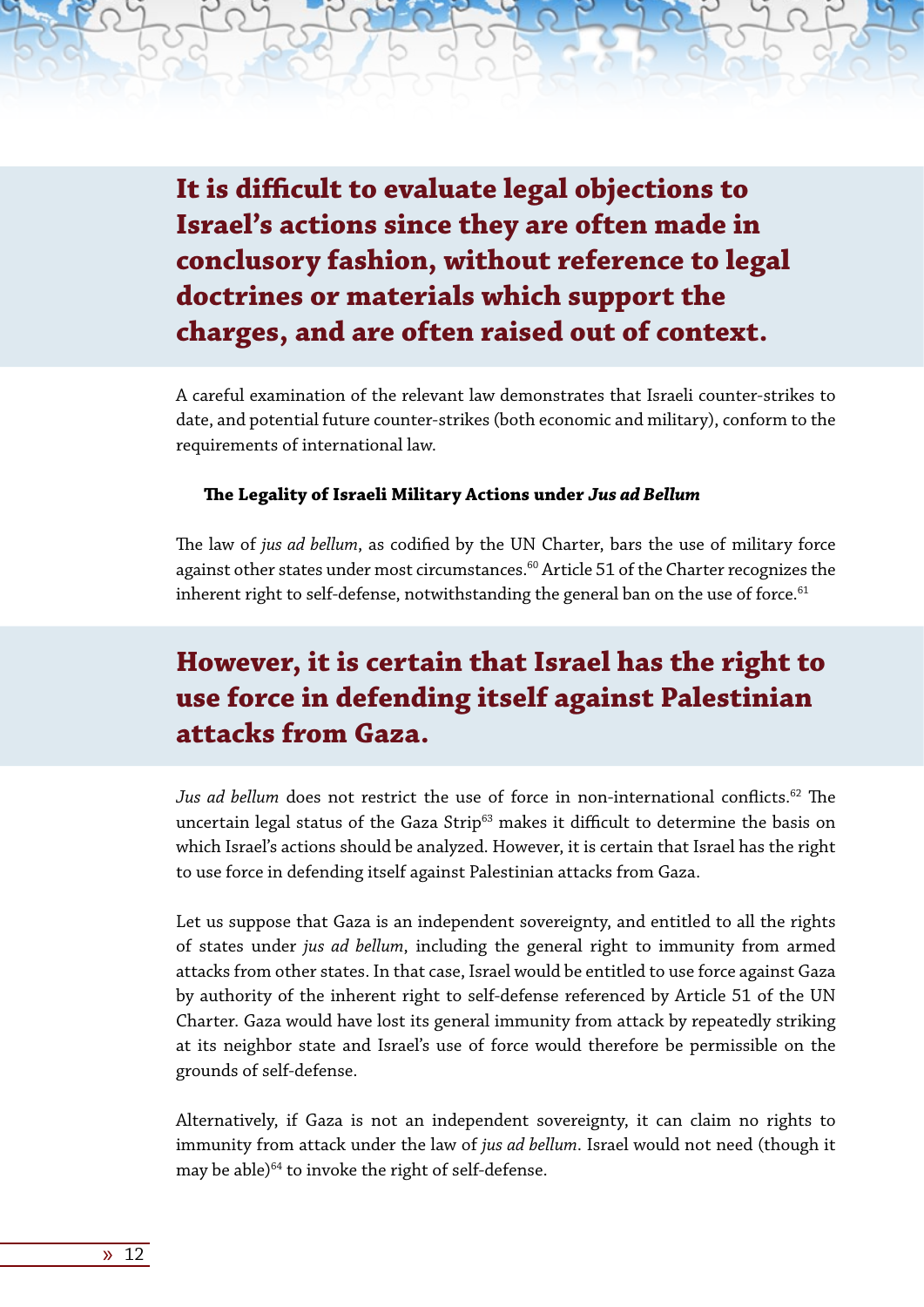**It is difficult to evaluate legal objections to Israel's actions since they are often made in conclusory fashion, without reference to legal doctrines or materials which support the charges, and are often raised out of context.**

A careful examination of the relevant law demonstrates that Israeli counter-strikes to date, and potential future counter-strikes (both economic and military), conform to the requirements of international law.

### The Legality of Israeli Military Actions under *Jus ad Bellum*

The law of *jus ad bellum*, as codified by the UN Charter, bars the use of military force against other states under most circumstances.[60] Article 51 of the Charter recognizes the inherent right to self-defense, notwithstanding the general ban on the use of force.[61]

**However, it is certain that Israel has the right to use force in defending itself against Palestinian attacks from Gaza.**

*Jus ad bellum* does not restrict the use of force in non-international conflicts.[62] The uncertain legal status of the Gaza Strip[63] makes it difficult to determine the basis on which Israel's actions should be analyzed. However, it is certain that Israel has the right to use force in defending itself against Palestinian attacks from Gaza.

Let us suppose that Gaza is an independent sovereignty, and entitled to all the rights of states under *jus ad bellum*, including the general right to immunity from armed attacks from other states. In that case, Israel would be entitled to use force against Gaza by authority of the inherent right to self-defense referenced by Article 51 of the UN Charter. Gaza would have lost its general immunity from attack by repeatedly striking at its neighbor state and Israel's use of force would therefore be permissible on the grounds of self-defense.

Alternatively, if Gaza is not an independent sovereignty, it can claim no rights to immunity from attack under the law of *jus ad bellum*. Israel would not need (though it may be able)[64] to invoke the right of self-defense.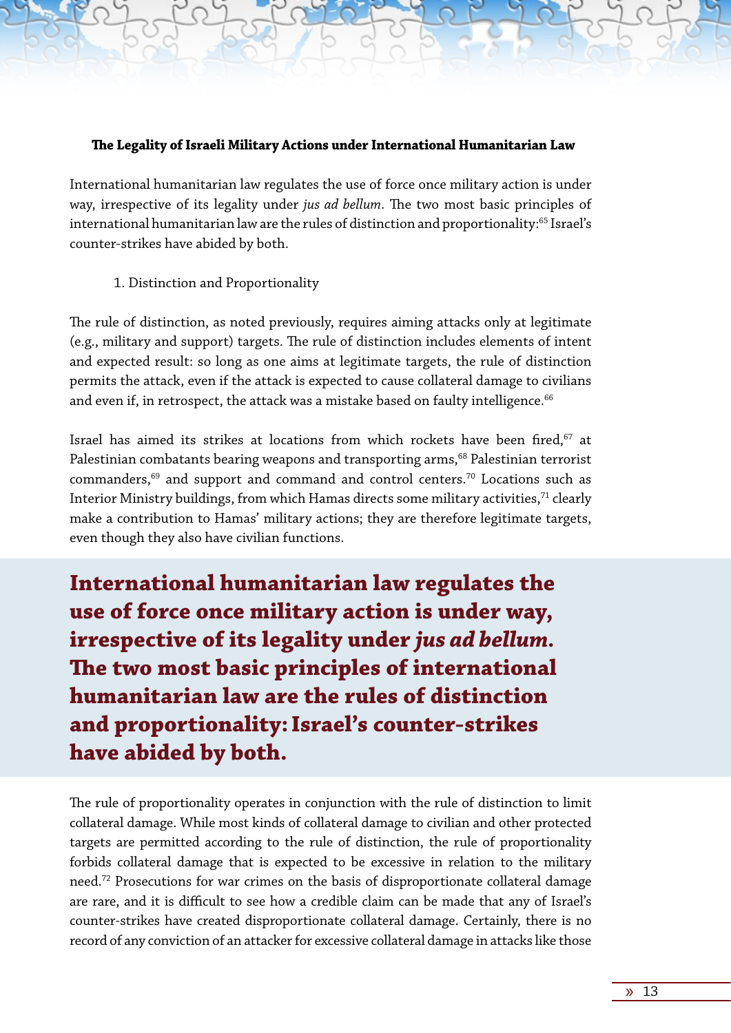### The Legality of Israeli Military Actions under International Humanitarian Law

International humanitarian law regulates the use of force once military action is under way, irrespective of its legality under *jus ad bellum*. The two most basic principles of international humanitarian law are the rules of distinction and proportionality:[65] Israel's counter-strikes have abided by both.

1. Distinction and Proportionality

The rule of distinction, as noted previously, requires aiming attacks only at legitimate (e.g., military and support) targets. The rule of distinction includes elements of intent and expected result: so long as one aims at legitimate targets, the rule of distinction permits the attack, even if the attack is expected to cause collateral damage to civilians and even if, in retrospect, the attack was a mistake based on faulty intelligence.[66]

Israel has aimed its strikes at locations from which rockets have been fired,[67] at Palestinian combatants bearing weapons and transporting arms,[68] Palestinian terrorist commanders,[69] and support and command and control centers.[70] Locations such as Interior Ministry buildings, from which Hamas directs some military activities,[71] clearly make a contribution to Hamas' military actions; they are therefore legitimate targets, even though they also have civilian functions.

**International humanitarian law regulates the use of force once military action is under way, irrespective of its legality under *jus ad bellum*. The two most basic principles of international humanitarian law are the rules of distinction and proportionality: Israel's counter-strikes have abided by both.**

The rule of proportionality operates in conjunction with the rule of distinction to limit collateral damage. While most kinds of collateral damage to civilian and other protected targets are permitted according to the rule of distinction, the rule of proportionality forbids collateral damage that is expected to be excessive in relation to the military need.[72] Prosecutions for war crimes on the basis of disproportionate collateral damage are rare, and it is difficult to see how a credible claim can be made that any of Israel's counter-strikes have created disproportionate collateral damage. Certainly, there is no record of any conviction of an attacker for excessive collateral damage in attacks like those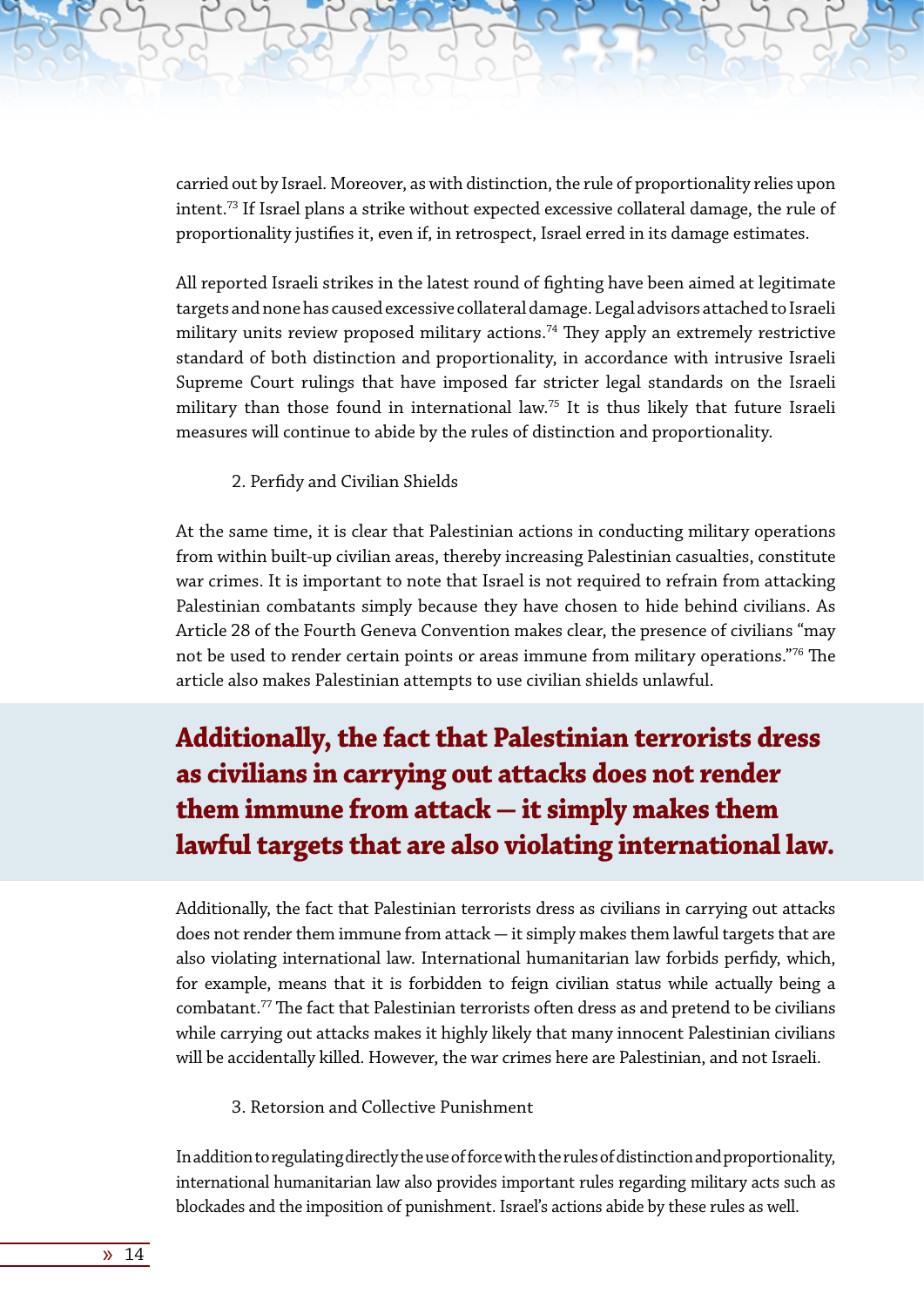carried out by Israel. Moreover, as with distinction, the rule of proportionality relies upon intent.[73] If Israel plans a strike without expected excessive collateral damage, the rule of proportionality justifies it, even if, in retrospect, Israel erred in its damage estimates.

All reported Israeli strikes in the latest round of fighting have been aimed at legitimate targets and none has caused excessive collateral damage. Legal advisors attached to Israeli military units review proposed military actions.[74] They apply an extremely restrictive standard of both distinction and proportionality, in accordance with intrusive Israeli Supreme Court rulings that have imposed far stricter legal standards on the Israeli military than those found in international law.[75] It is thus likely that future Israeli measures will continue to abide by the rules of distinction and proportionality.

2. Perfidy and Civilian Shields

At the same time, it is clear that Palestinian actions in conducting military operations from within built-up civilian areas, thereby increasing Palestinian casualties, constitute war crimes. It is important to note that Israel is not required to refrain from attacking Palestinian combatants simply because they have chosen to hide behind civilians. As Article 28 of the Fourth Geneva Convention makes clear, the presence of civilians "may not be used to render certain points or areas immune from military operations."[76] The article also makes Palestinian attempts to use civilian shields unlawful.

**Additionally, the fact that Palestinian terrorists dress as civilians in carrying out attacks does not render them immune from attack — it simply makes them lawful targets that are also violating international law.**

Additionally, the fact that Palestinian terrorists dress as civilians in carrying out attacks does not render them immune from attack — it simply makes them lawful targets that are also violating international law. International humanitarian law forbids perfidy, which, for example, means that it is forbidden to feign civilian status while actually being a combatant.[77] The fact that Palestinian terrorists often dress as and pretend to be civilians while carrying out attacks makes it highly likely that many innocent Palestinian civilians will be accidentally killed. However, the war crimes here are Palestinian, and not Israeli.

3. Retorsion and Collective Punishment

In addition to regulating directly the use of force with the rules of distinction and proportionality, international humanitarian law also provides important rules regarding military acts such as blockades and the imposition of punishment. Israel's actions abide by these rules as well.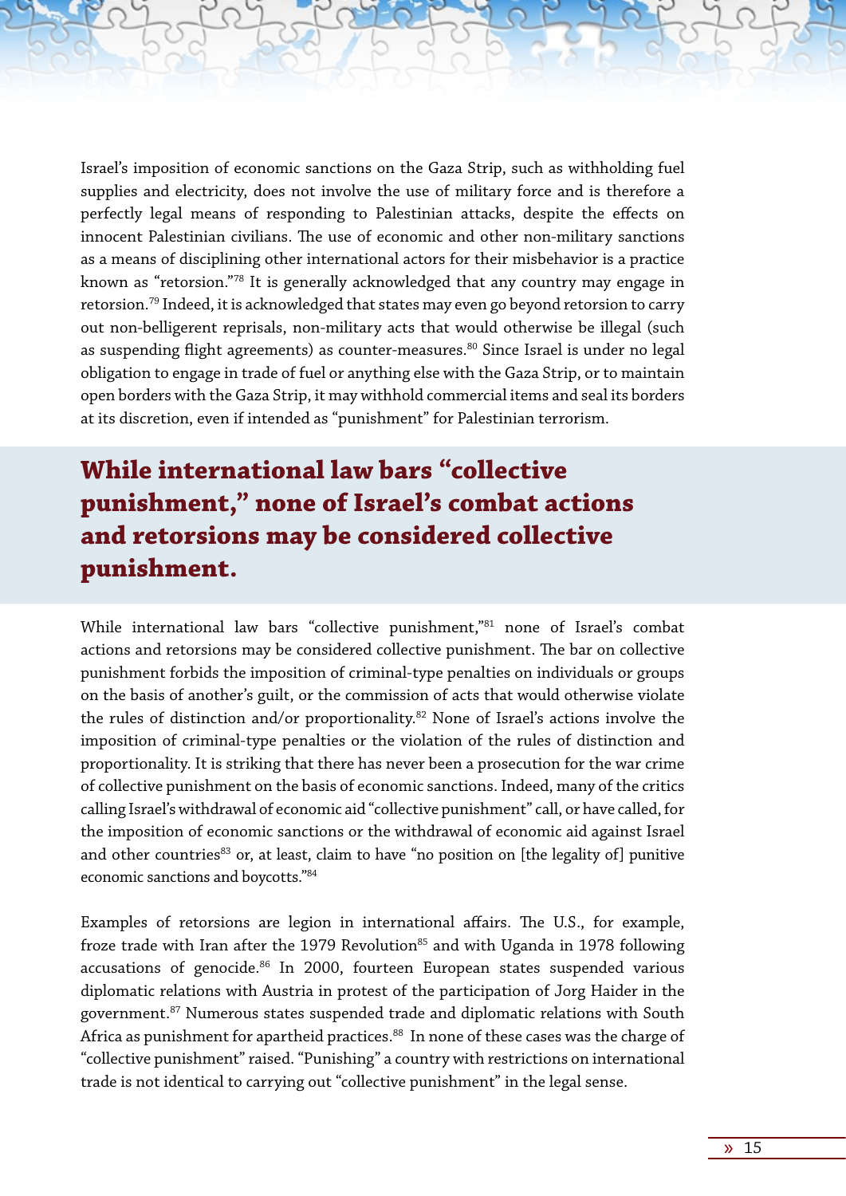Israel's imposition of economic sanctions on the Gaza Strip, such as withholding fuel supplies and electricity, does not involve the use of military force and is therefore a perfectly legal means of responding to Palestinian attacks, despite the effects on innocent Palestinian civilians. The use of economic and other non-military sanctions as a means of disciplining other international actors for their misbehavior is a practice known as "retorsion."[78] It is generally acknowledged that any country may engage in retorsion.[79] Indeed, it is acknowledged that states may even go beyond retorsion to carry out non-belligerent reprisals, non-military acts that would otherwise be illegal (such as suspending flight agreements) as counter-measures.[80] Since Israel is under no legal obligation to engage in trade of fuel or anything else with the Gaza Strip, or to maintain open borders with the Gaza Strip, it may withhold commercial items and seal its borders at its discretion, even if intended as "punishment" for Palestinian terrorism.

## While international law bars "collective punishment," none of Israel's combat actions and retorsions may be considered collective punishment.

While international law bars "collective punishment,"[81] none of Israel's combat actions and retorsions may be considered collective punishment. The bar on collective punishment forbids the imposition of criminal-type penalties on individuals or groups on the basis of another's guilt, or the commission of acts that would otherwise violate the rules of distinction and/or proportionality.[82] None of Israel's actions involve the imposition of criminal-type penalties or the violation of the rules of distinction and proportionality. It is striking that there has never been a prosecution for the war crime of collective punishment on the basis of economic sanctions. Indeed, many of the critics calling Israel's withdrawal of economic aid "collective punishment" call, or have called, for the imposition of economic sanctions or the withdrawal of economic aid against Israel and other countries[83] or, at least, claim to have "no position on [the legality of] punitive economic sanctions and boycotts."[84]

Examples of retorsions are legion in international affairs. The U.S., for example, froze trade with Iran after the 1979 Revolution[85] and with Uganda in 1978 following accusations of genocide.[86] In 2000, fourteen European states suspended various diplomatic relations with Austria in protest of the participation of Jorg Haider in the government.[87] Numerous states suspended trade and diplomatic relations with South Africa as punishment for apartheid practices.[88] In none of these cases was the charge of "collective punishment" raised. "Punishing" a country with restrictions on international trade is not identical to carrying out "collective punishment" in the legal sense.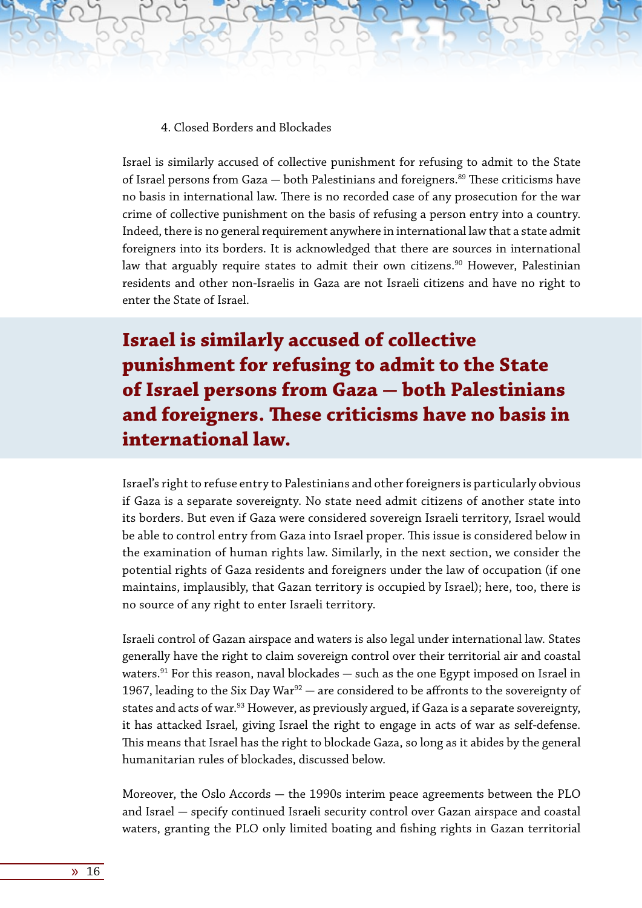### 4. Closed Borders and Blockades

Israel is similarly accused of collective punishment for refusing to admit to the State of Israel persons from Gaza — both Palestinians and foreigners.[89] These criticisms have no basis in international law. There is no recorded case of any prosecution for the war crime of collective punishment on the basis of refusing a person entry into a country. Indeed, there is no general requirement anywhere in international law that a state admit foreigners into its borders. It is acknowledged that there are sources in international law that arguably require states to admit their own citizens.[90] However, Palestinian residents and other non-Israelis in Gaza are not Israeli citizens and have no right to enter the State of Israel.

> **Israel is similarly accused of collective punishment for refusing to admit to the State of Israel persons from Gaza — both Palestinians and foreigners. These criticisms have no basis in international law.**

Israel's right to refuse entry to Palestinians and other foreigners is particularly obvious if Gaza is a separate sovereignty. No state need admit citizens of another state into its borders. But even if Gaza were considered sovereign Israeli territory, Israel would be able to control entry from Gaza into Israel proper. This issue is considered below in the examination of human rights law. Similarly, in the next section, we consider the potential rights of Gaza residents and foreigners under the law of occupation (if one maintains, implausibly, that Gazan territory is occupied by Israel); here, too, there is no source of any right to enter Israeli territory.

Israeli control of Gazan airspace and waters is also legal under international law. States generally have the right to claim sovereign control over their territorial air and coastal waters.[91] For this reason, naval blockades — such as the one Egypt imposed on Israel in 1967, leading to the Six Day War[92] — are considered to be affronts to the sovereignty of states and acts of war.[93] However, as previously argued, if Gaza is a separate sovereignty, it has attacked Israel, giving Israel the right to engage in acts of war as self-defense. This means that Israel has the right to blockade Gaza, so long as it abides by the general humanitarian rules of blockades, discussed below.

Moreover, the Oslo Accords — the 1990s interim peace agreements between the PLO and Israel — specify continued Israeli security control over Gazan airspace and coastal waters, granting the PLO only limited boating and fishing rights in Gazan territorial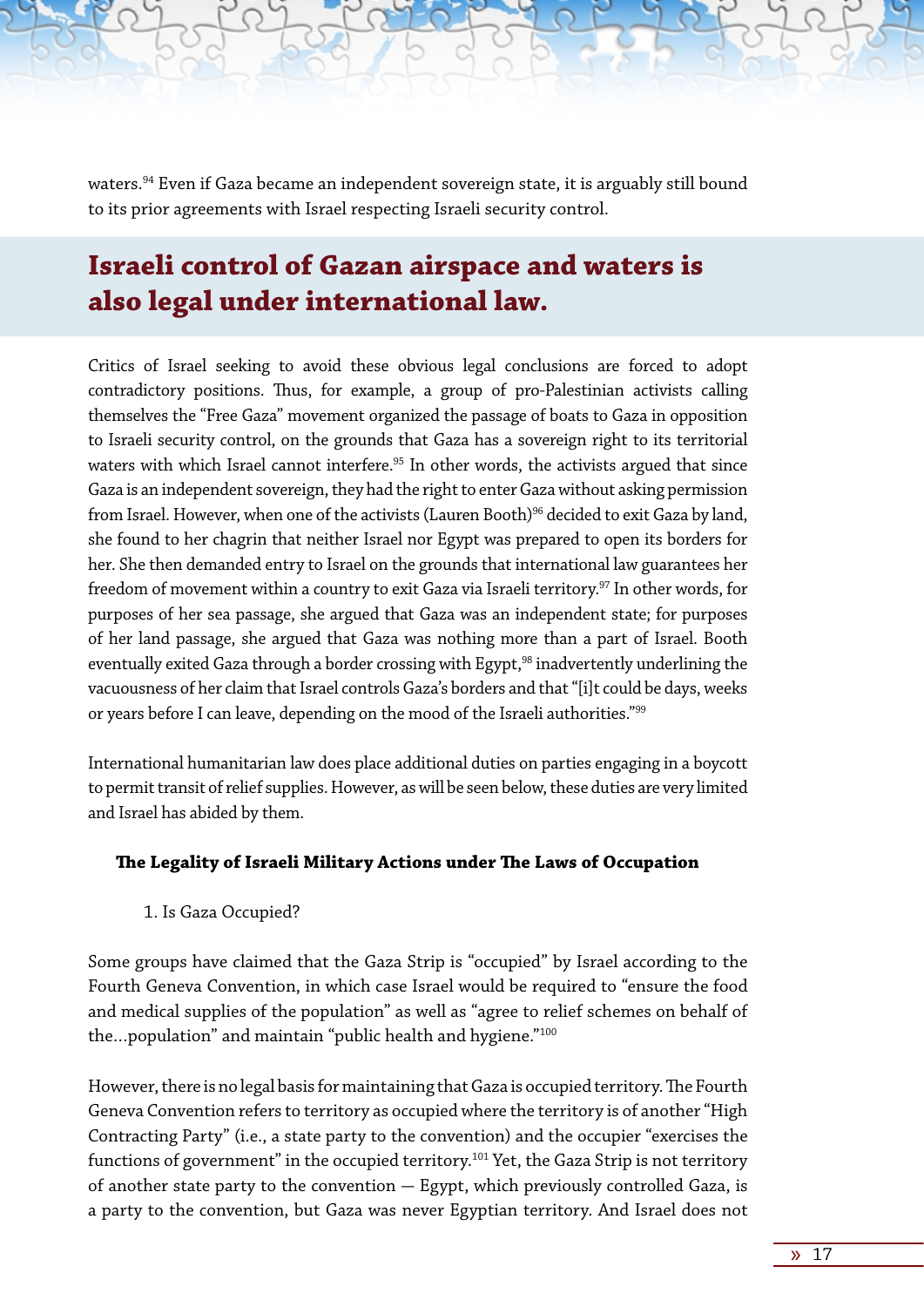waters.[94] Even if Gaza became an independent sovereign state, it is arguably still bound to its prior agreements with Israel respecting Israeli security control.

## Israeli control of Gazan airspace and waters is also legal under international law.

Critics of Israel seeking to avoid these obvious legal conclusions are forced to adopt contradictory positions. Thus, for example, a group of pro-Palestinian activists calling themselves the "Free Gaza" movement organized the passage of boats to Gaza in opposition to Israeli security control, on the grounds that Gaza has a sovereign right to its territorial waters with which Israel cannot interfere.[95] In other words, the activists argued that since Gaza is an independent sovereign, they had the right to enter Gaza without asking permission from Israel. However, when one of the activists (Lauren Booth)[96] decided to exit Gaza by land, she found to her chagrin that neither Israel nor Egypt was prepared to open its borders for her. She then demanded entry to Israel on the grounds that international law guarantees her freedom of movement within a country to exit Gaza via Israeli territory.[97] In other words, for purposes of her sea passage, she argued that Gaza was an independent state; for purposes of her land passage, she argued that Gaza was nothing more than a part of Israel. Booth eventually exited Gaza through a border crossing with Egypt,[98] inadvertently underlining the vacuousness of her claim that Israel controls Gaza's borders and that "[i]t could be days, weeks or years before I can leave, depending on the mood of the Israeli authorities."[99]

International humanitarian law does place additional duties on parties engaging in a boycott to permit transit of relief supplies. However, as will be seen below, these duties are very limited and Israel has abided by them.

### The Legality of Israeli Military Actions under The Laws of Occupation

1. Is Gaza Occupied?

Some groups have claimed that the Gaza Strip is "occupied" by Israel according to the Fourth Geneva Convention, in which case Israel would be required to "ensure the food and medical supplies of the population" as well as "agree to relief schemes on behalf of the...population" and maintain "public health and hygiene."[100]

However, there is no legal basis for maintaining that Gaza is occupied territory. The Fourth Geneva Convention refers to territory as occupied where the territory is of another "High Contracting Party" (i.e., a state party to the convention) and the occupier "exercises the functions of government" in the occupied territory.[101] Yet, the Gaza Strip is not territory of another state party to the convention — Egypt, which previously controlled Gaza, is a party to the convention, but Gaza was never Egyptian territory. And Israel does not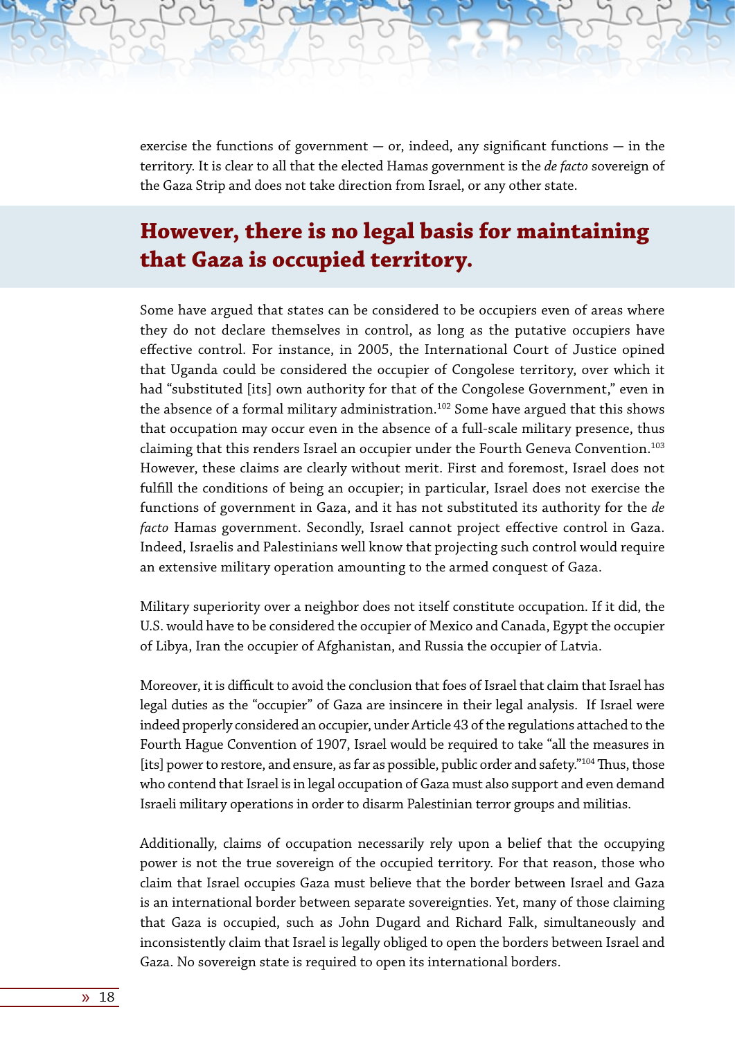exercise the functions of government — or, indeed, any significant functions — in the territory. It is clear to all that the elected Hamas government is the *de facto* sovereign of the Gaza Strip and does not take direction from Israel, or any other state.

## However, there is no legal basis for maintaining that Gaza is occupied territory.

Some have argued that states can be considered to be occupiers even of areas where they do not declare themselves in control, as long as the putative occupiers have effective control. For instance, in 2005, the International Court of Justice opined that Uganda could be considered the occupier of Congolese territory, over which it had "substituted [its] own authority for that of the Congolese Government," even in the absence of a formal military administration.[102] Some have argued that this shows that occupation may occur even in the absence of a full-scale military presence, thus claiming that this renders Israel an occupier under the Fourth Geneva Convention.[103] However, these claims are clearly without merit. First and foremost, Israel does not fulfill the conditions of being an occupier; in particular, Israel does not exercise the functions of government in Gaza, and it has not substituted its authority for the *de facto* Hamas government. Secondly, Israel cannot project effective control in Gaza. Indeed, Israelis and Palestinians well know that projecting such control would require an extensive military operation amounting to the armed conquest of Gaza.

Military superiority over a neighbor does not itself constitute occupation. If it did, the U.S. would have to be considered the occupier of Mexico and Canada, Egypt the occupier of Libya, Iran the occupier of Afghanistan, and Russia the occupier of Latvia.

Moreover, it is difficult to avoid the conclusion that foes of Israel that claim that Israel has legal duties as the "occupier" of Gaza are insincere in their legal analysis. If Israel were indeed properly considered an occupier, under Article 43 of the regulations attached to the Fourth Hague Convention of 1907, Israel would be required to take "all the measures in [its] power to restore, and ensure, as far as possible, public order and safety."[104] Thus, those who contend that Israel is in legal occupation of Gaza must also support and even demand Israeli military operations in order to disarm Palestinian terror groups and militias.

Additionally, claims of occupation necessarily rely upon a belief that the occupying power is not the true sovereign of the occupied territory. For that reason, those who claim that Israel occupies Gaza must believe that the border between Israel and Gaza is an international border between separate sovereignties. Yet, many of those claiming that Gaza is occupied, such as John Dugard and Richard Falk, simultaneously and inconsistently claim that Israel is legally obliged to open the borders between Israel and Gaza. No sovereign state is required to open its international borders.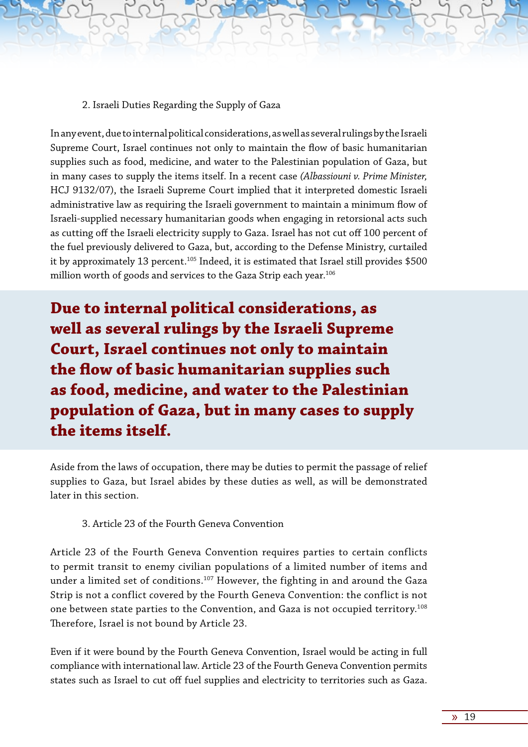### 2. Israeli Duties Regarding the Supply of Gaza

In any event, due to internal political considerations, as well as several rulings by the Israeli Supreme Court, Israel continues not only to maintain the flow of basic humanitarian supplies such as food, medicine, and water to the Palestinian population of Gaza, but in many cases to supply the items itself. In a recent case *(Albassiouni v. Prime Minister,* HCJ 9132/07), the Israeli Supreme Court implied that it interpreted domestic Israeli administrative law as requiring the Israeli government to maintain a minimum flow of Israeli-supplied necessary humanitarian goods when engaging in retorsional acts such as cutting off the Israeli electricity supply to Gaza. Israel has not cut off 100 percent of the fuel previously delivered to Gaza, but, according to the Defense Ministry, curtailed it by approximately 13 percent.[105] Indeed, it is estimated that Israel still provides $500 million worth of goods and services to the Gaza Strip each year.[106]

**Due to internal political considerations, as well as several rulings by the Israeli Supreme Court, Israel continues not only to maintain the flow of basic humanitarian supplies such as food, medicine, and water to the Palestinian population of Gaza, but in many cases to supply the items itself.**

Aside from the laws of occupation, there may be duties to permit the passage of relief supplies to Gaza, but Israel abides by these duties as well, as will be demonstrated later in this section.

### 3. Article 23 of the Fourth Geneva Convention

Article 23 of the Fourth Geneva Convention requires parties to certain conflicts to permit transit to enemy civilian populations of a limited number of items and under a limited set of conditions.[107] However, the fighting in and around the Gaza Strip is not a conflict covered by the Fourth Geneva Convention: the conflict is not one between state parties to the Convention, and Gaza is not occupied territory.[108] Therefore, Israel is not bound by Article 23.

Even if it were bound by the Fourth Geneva Convention, Israel would be acting in full compliance with international law. Article 23 of the Fourth Geneva Convention permits states such as Israel to cut off fuel supplies and electricity to territories such as Gaza.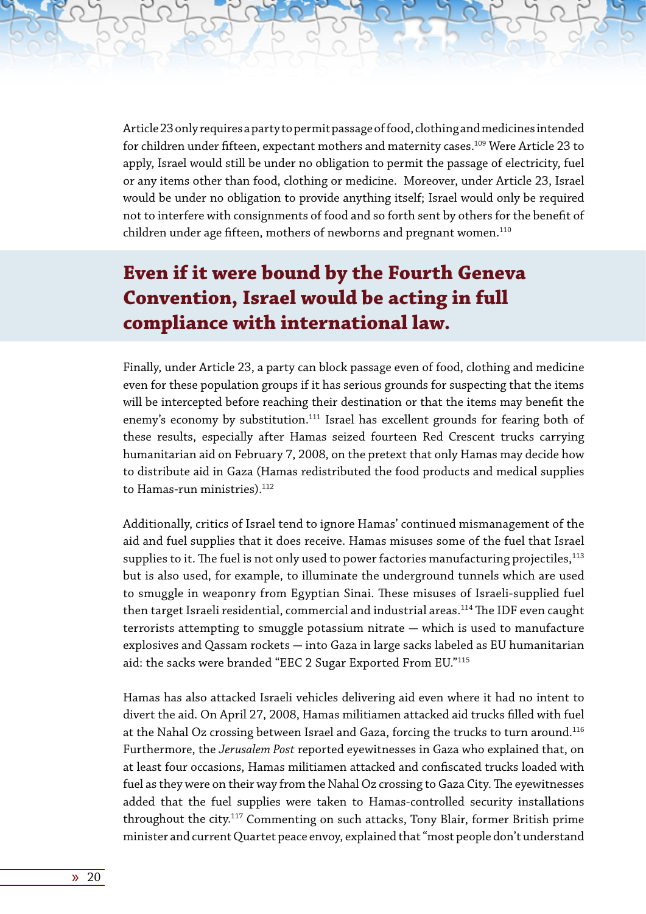Article 23 only requires a party to permit passage of food, clothing and medicines intended for children under fifteen, expectant mothers and maternity cases.[109] Were Article 23 to apply, Israel would still be under no obligation to permit the passage of electricity, fuel or any items other than food, clothing or medicine. Moreover, under Article 23, Israel would be under no obligation to provide anything itself; Israel would only be required not to interfere with consignments of food and so forth sent by others for the benefit of children under age fifteen, mothers of newborns and pregnant women.[110]

## Even if it were bound by the Fourth Geneva Convention, Israel would be acting in full compliance with international law.

Finally, under Article 23, a party can block passage even of food, clothing and medicine even for these population groups if it has serious grounds for suspecting that the items will be intercepted before reaching their destination or that the items may benefit the enemy's economy by substitution.[111] Israel has excellent grounds for fearing both of these results, especially after Hamas seized fourteen Red Crescent trucks carrying humanitarian aid on February 7, 2008, on the pretext that only Hamas may decide how to distribute aid in Gaza (Hamas redistributed the food products and medical supplies to Hamas-run ministries).[112]

Additionally, critics of Israel tend to ignore Hamas' continued mismanagement of the aid and fuel supplies that it does receive. Hamas misuses some of the fuel that Israel supplies to it. The fuel is not only used to power factories manufacturing projectiles,[113] but is also used, for example, to illuminate the underground tunnels which are used to smuggle in weaponry from Egyptian Sinai. These misuses of Israeli-supplied fuel then target Israeli residential, commercial and industrial areas.[114] The IDF even caught terrorists attempting to smuggle potassium nitrate — which is used to manufacture explosives and Qassam rockets — into Gaza in large sacks labeled as EU humanitarian aid: the sacks were branded "EEC 2 Sugar Exported From EU."[115]

Hamas has also attacked Israeli vehicles delivering aid even where it had no intent to divert the aid. On April 27, 2008, Hamas militiamen attacked aid trucks filled with fuel at the Nahal Oz crossing between Israel and Gaza, forcing the trucks to turn around.[116] Furthermore, the *Jerusalem Post* reported eyewitnesses in Gaza who explained that, on at least four occasions, Hamas militiamen attacked and confiscated trucks loaded with fuel as they were on their way from the Nahal Oz crossing to Gaza City. The eyewitnesses added that the fuel supplies were taken to Hamas-controlled security installations throughout the city.[117] Commenting on such attacks, Tony Blair, former British prime minister and current Quartet peace envoy, explained that "most people don't understand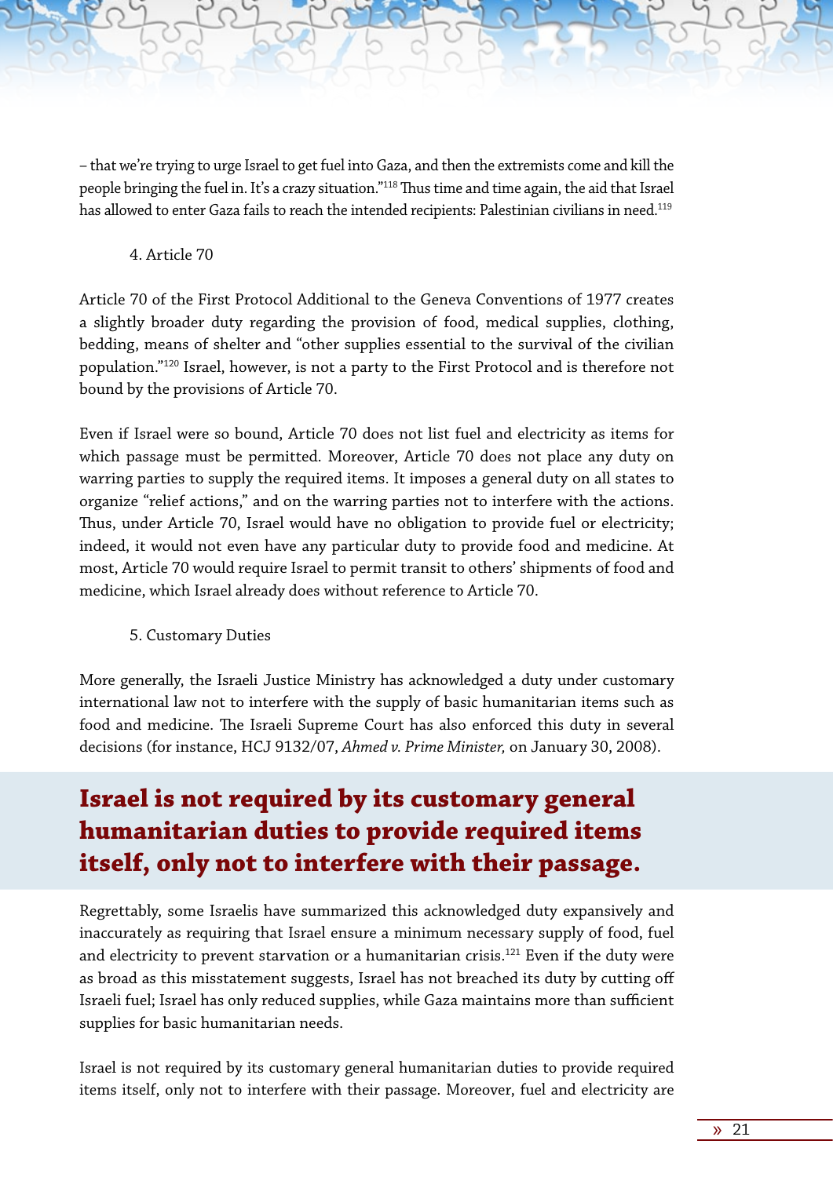– that we're trying to urge Israel to get fuel into Gaza, and then the extremists come and kill the people bringing the fuel in. It's a crazy situation."[118] Thus time and time again, the aid that Israel has allowed to enter Gaza fails to reach the intended recipients: Palestinian civilians in need.[119]

4. Article 70

Article 70 of the First Protocol Additional to the Geneva Conventions of 1977 creates a slightly broader duty regarding the provision of food, medical supplies, clothing, bedding, means of shelter and "other supplies essential to the survival of the civilian population."[120] Israel, however, is not a party to the First Protocol and is therefore not bound by the provisions of Article 70.

Even if Israel were so bound, Article 70 does not list fuel and electricity as items for which passage must be permitted. Moreover, Article 70 does not place any duty on warring parties to supply the required items. It imposes a general duty on all states to organize "relief actions," and on the warring parties not to interfere with the actions. Thus, under Article 70, Israel would have no obligation to provide fuel or electricity; indeed, it would not even have any particular duty to provide food and medicine. At most, Article 70 would require Israel to permit transit to others' shipments of food and medicine, which Israel already does without reference to Article 70.

5. Customary Duties

More generally, the Israeli Justice Ministry has acknowledged a duty under customary international law not to interfere with the supply of basic humanitarian items such as food and medicine. The Israeli Supreme Court has also enforced this duty in several decisions (for instance, HCJ 9132/07, *Ahmed v. Prime Minister,* on January 30, 2008).

**Israel is not required by its customary general humanitarian duties to provide required items itself, only not to interfere with their passage.**

Regrettably, some Israelis have summarized this acknowledged duty expansively and inaccurately as requiring that Israel ensure a minimum necessary supply of food, fuel and electricity to prevent starvation or a humanitarian crisis.[121] Even if the duty were as broad as this misstatement suggests, Israel has not breached its duty by cutting off Israeli fuel; Israel has only reduced supplies, while Gaza maintains more than sufficient supplies for basic humanitarian needs.

Israel is not required by its customary general humanitarian duties to provide required items itself, only not to interfere with their passage. Moreover, fuel and electricity are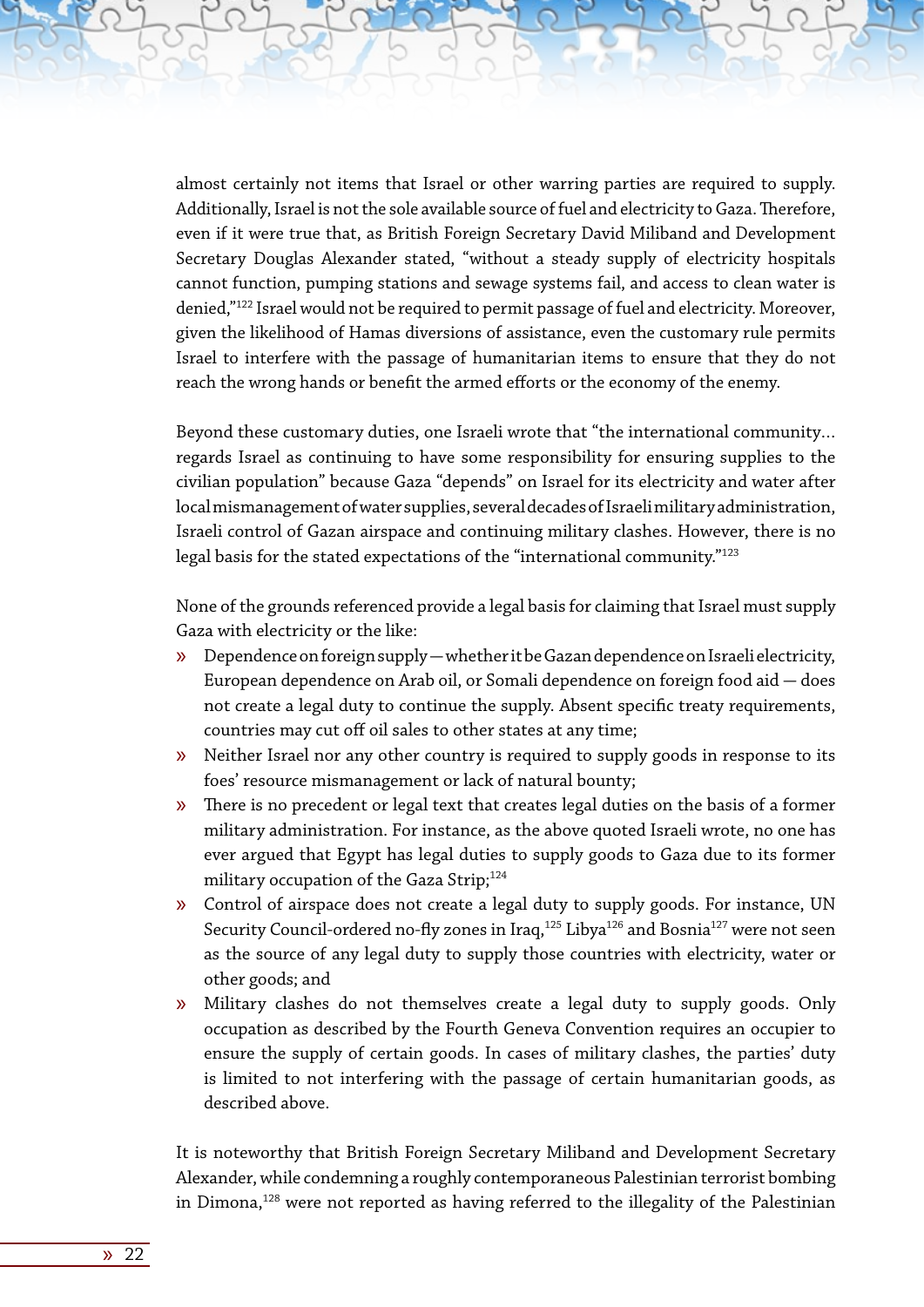almost certainly not items that Israel or other warring parties are required to supply. Additionally, Israel is not the sole available source of fuel and electricity to Gaza. Therefore, even if it were true that, as British Foreign Secretary David Miliband and Development Secretary Douglas Alexander stated, "without a steady supply of electricity hospitals cannot function, pumping stations and sewage systems fail, and access to clean water is denied,"[122] Israel would not be required to permit passage of fuel and electricity. Moreover, given the likelihood of Hamas diversions of assistance, even the customary rule permits Israel to interfere with the passage of humanitarian items to ensure that they do not reach the wrong hands or benefit the armed efforts or the economy of the enemy.

Beyond these customary duties, one Israeli wrote that "the international community… regards Israel as continuing to have some responsibility for ensuring supplies to the civilian population" because Gaza "depends" on Israel for its electricity and water after local mismanagement of water supplies, several decades of Israeli military administration, Israeli control of Gazan airspace and continuing military clashes. However, there is no legal basis for the stated expectations of the "international community."[123]

None of the grounds referenced provide a legal basis for claiming that Israel must supply Gaza with electricity or the like:

- Dependence on foreign supply — whether it be Gazan dependence on Israeli electricity, European dependence on Arab oil, or Somali dependence on foreign food aid — does not create a legal duty to continue the supply. Absent specific treaty requirements, countries may cut off oil sales to other states at any time;
- Neither Israel nor any other country is required to supply goods in response to its foes' resource mismanagement or lack of natural bounty;
- There is no precedent or legal text that creates legal duties on the basis of a former military administration. For instance, as the above quoted Israeli wrote, no one has ever argued that Egypt has legal duties to supply goods to Gaza due to its former military occupation of the Gaza Strip;[124]
- Control of airspace does not create a legal duty to supply goods. For instance, UN Security Council-ordered no-fly zones in Iraq,[125] Libya[126] and Bosnia[127] were not seen as the source of any legal duty to supply those countries with electricity, water or other goods; and
- Military clashes do not themselves create a legal duty to supply goods. Only occupation as described by the Fourth Geneva Convention requires an occupier to ensure the supply of certain goods. In cases of military clashes, the parties' duty is limited to not interfering with the passage of certain humanitarian goods, as described above.

It is noteworthy that British Foreign Secretary Miliband and Development Secretary Alexander, while condemning a roughly contemporaneous Palestinian terrorist bombing in Dimona,[128] were not reported as having referred to the illegality of the Palestinian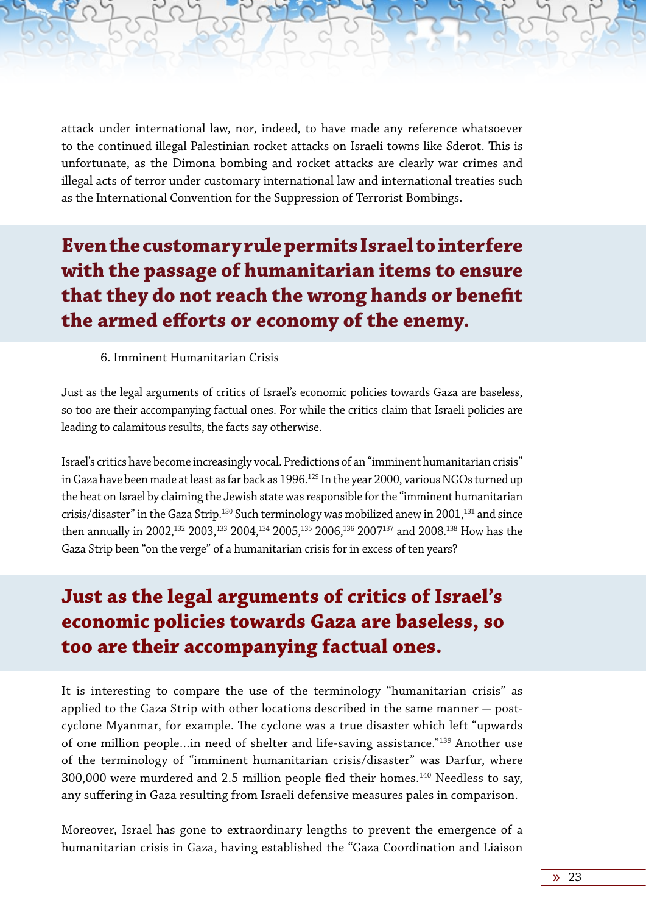attack under international law, nor, indeed, to have made any reference whatsoever to the continued illegal Palestinian rocket attacks on Israeli towns like Sderot. This is unfortunate, as the Dimona bombing and rocket attacks are clearly war crimes and illegal acts of terror under customary international law and international treaties such as the International Convention for the Suppression of Terrorist Bombings.

**Even the customary rule permits Israel to interfere with the passage of humanitarian items to ensure that they do not reach the wrong hands or benefit the armed efforts or economy of the enemy.**

6. Imminent Humanitarian Crisis

Just as the legal arguments of critics of Israel's economic policies towards Gaza are baseless, so too are their accompanying factual ones. For while the critics claim that Israeli policies are leading to calamitous results, the facts say otherwise.

Israel's critics have become increasingly vocal. Predictions of an "imminent humanitarian crisis" in Gaza have been made at least as far back as 1996.[129] In the year 2000, various NGOs turned up the heat on Israel by claiming the Jewish state was responsible for the "imminent humanitarian crisis/disaster" in the Gaza Strip.[130] Such terminology was mobilized anew in 2001,[131] and since then annually in 2002,[132] 2003,[133] 2004,[134] 2005,[135] 2006,[136] 2007[137] and 2008.[138] How has the Gaza Strip been "on the verge" of a humanitarian crisis for in excess of ten years?

**Just as the legal arguments of critics of Israel's economic policies towards Gaza are baseless, so too are their accompanying factual ones.**

It is interesting to compare the use of the terminology "humanitarian crisis" as applied to the Gaza Strip with other locations described in the same manner — post-cyclone Myanmar, for example. The cyclone was a true disaster which left "upwards of one million people...in need of shelter and life-saving assistance."[139] Another use of the terminology of "imminent humanitarian crisis/disaster" was Darfur, where 300,000 were murdered and 2.5 million people fled their homes.[140] Needless to say, any suffering in Gaza resulting from Israeli defensive measures pales in comparison.

Moreover, Israel has gone to extraordinary lengths to prevent the emergence of a humanitarian crisis in Gaza, having established the "Gaza Coordination and Liaison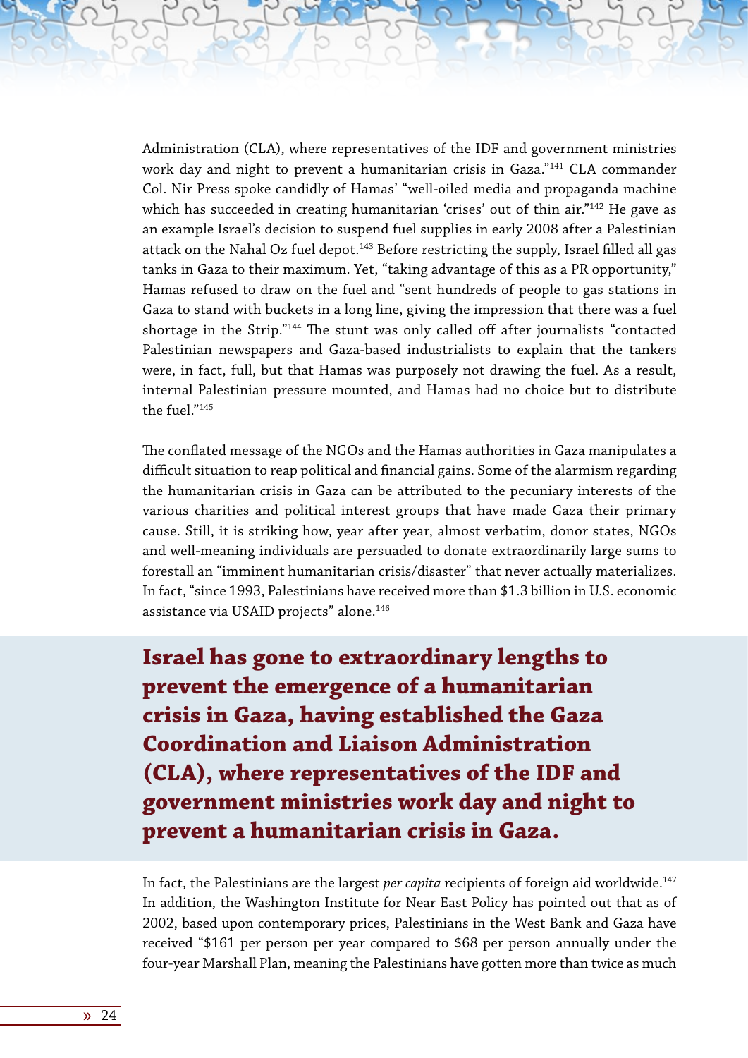Administration (CLA), where representatives of the IDF and government ministries work day and night to prevent a humanitarian crisis in Gaza."[141] CLA commander Col. Nir Press spoke candidly of Hamas' "well-oiled media and propaganda machine which has succeeded in creating humanitarian 'crises' out of thin air."[142] He gave as an example Israel's decision to suspend fuel supplies in early 2008 after a Palestinian attack on the Nahal Oz fuel depot.[143] Before restricting the supply, Israel filled all gas tanks in Gaza to their maximum. Yet, "taking advantage of this as a PR opportunity," Hamas refused to draw on the fuel and "sent hundreds of people to gas stations in Gaza to stand with buckets in a long line, giving the impression that there was a fuel shortage in the Strip."[144] The stunt was only called off after journalists "contacted Palestinian newspapers and Gaza-based industrialists to explain that the tankers were, in fact, full, but that Hamas was purposely not drawing the fuel. As a result, internal Palestinian pressure mounted, and Hamas had no choice but to distribute the fuel."[145]

The conflated message of the NGOs and the Hamas authorities in Gaza manipulates a difficult situation to reap political and financial gains. Some of the alarmism regarding the humanitarian crisis in Gaza can be attributed to the pecuniary interests of the various charities and political interest groups that have made Gaza their primary cause. Still, it is striking how, year after year, almost verbatim, donor states, NGOs and well-meaning individuals are persuaded to donate extraordinarily large sums to forestall an "imminent humanitarian crisis/disaster" that never actually materializes. In fact, "since 1993, Palestinians have received more than $1.3 billion in U.S. economic assistance via USAID projects" alone.[146]

**Israel has gone to extraordinary lengths to prevent the emergence of a humanitarian crisis in Gaza, having established the Gaza Coordination and Liaison Administration (CLA), where representatives of the IDF and government ministries work day and night to prevent a humanitarian crisis in Gaza.**

In fact, the Palestinians are the largest *per capita* recipients of foreign aid worldwide.[147] In addition, the Washington Institute for Near East Policy has pointed out that as of 2002, based upon contemporary prices, Palestinians in the West Bank and Gaza have received "$161 per person per year compared to $68 per person annually under the four-year Marshall Plan, meaning the Palestinians have gotten more than twice as much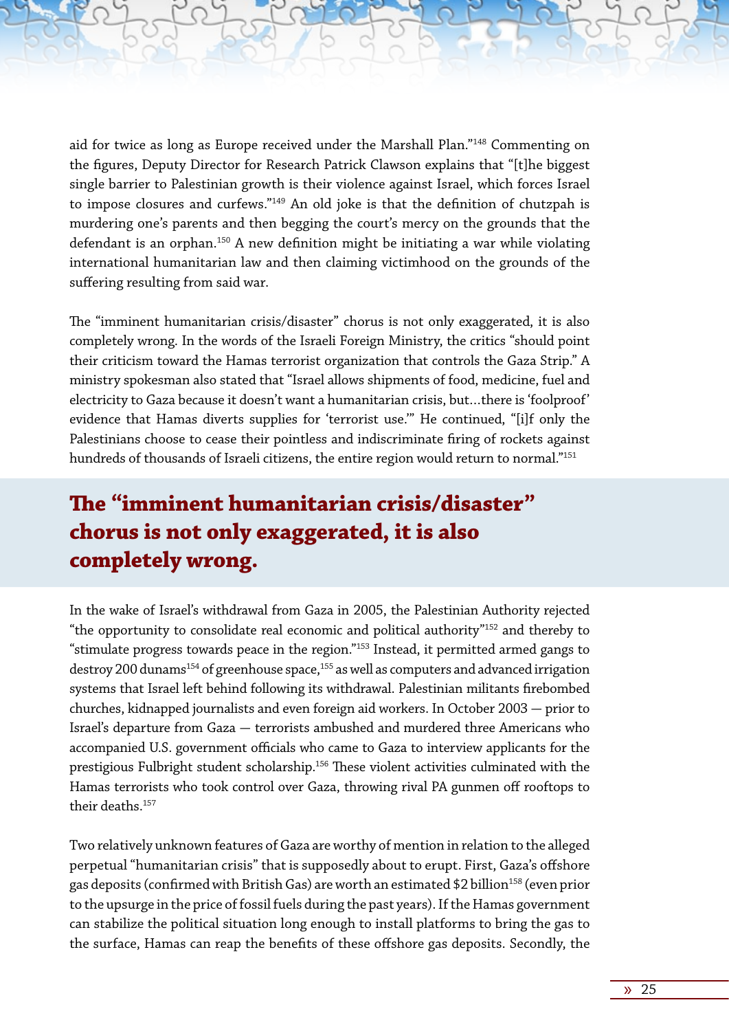aid for twice as long as Europe received under the Marshall Plan."[148] Commenting on the figures, Deputy Director for Research Patrick Clawson explains that "[t]he biggest single barrier to Palestinian growth is their violence against Israel, which forces Israel to impose closures and curfews."[149] An old joke is that the definition of chutzpah is murdering one's parents and then begging the court's mercy on the grounds that the defendant is an orphan.[150] A new definition might be initiating a war while violating international humanitarian law and then claiming victimhood on the grounds of the suffering resulting from said war.

The "imminent humanitarian crisis/disaster" chorus is not only exaggerated, it is also completely wrong. In the words of the Israeli Foreign Ministry, the critics "should point their criticism toward the Hamas terrorist organization that controls the Gaza Strip." A ministry spokesman also stated that "Israel allows shipments of food, medicine, fuel and electricity to Gaza because it doesn't want a humanitarian crisis, but…there is 'foolproof' evidence that Hamas diverts supplies for 'terrorist use.'" He continued, "[i]f only the Palestinians choose to cease their pointless and indiscriminate firing of rockets against hundreds of thousands of Israeli citizens, the entire region would return to normal."[151]

**The "imminent humanitarian crisis/disaster" chorus is not only exaggerated, it is also completely wrong.**

In the wake of Israel's withdrawal from Gaza in 2005, the Palestinian Authority rejected "the opportunity to consolidate real economic and political authority"[152] and thereby to "stimulate progress towards peace in the region."[153] Instead, it permitted armed gangs to destroy 200 dunams[154] of greenhouse space,[155] as well as computers and advanced irrigation systems that Israel left behind following its withdrawal. Palestinian militants firebombed churches, kidnapped journalists and even foreign aid workers. In October 2003 — prior to Israel's departure from Gaza — terrorists ambushed and murdered three Americans who accompanied U.S. government officials who came to Gaza to interview applicants for the prestigious Fulbright student scholarship.[156] These violent activities culminated with the Hamas terrorists who took control over Gaza, throwing rival PA gunmen off rooftops to their deaths.[157]

Two relatively unknown features of Gaza are worthy of mention in relation to the alleged perpetual "humanitarian crisis" that is supposedly about to erupt. First, Gaza's offshore gas deposits (confirmed with British Gas) are worth an estimated $2 billion[158] (even prior to the upsurge in the price of fossil fuels during the past years). If the Hamas government can stabilize the political situation long enough to install platforms to bring the gas to the surface, Hamas can reap the benefits of these offshore gas deposits. Secondly, the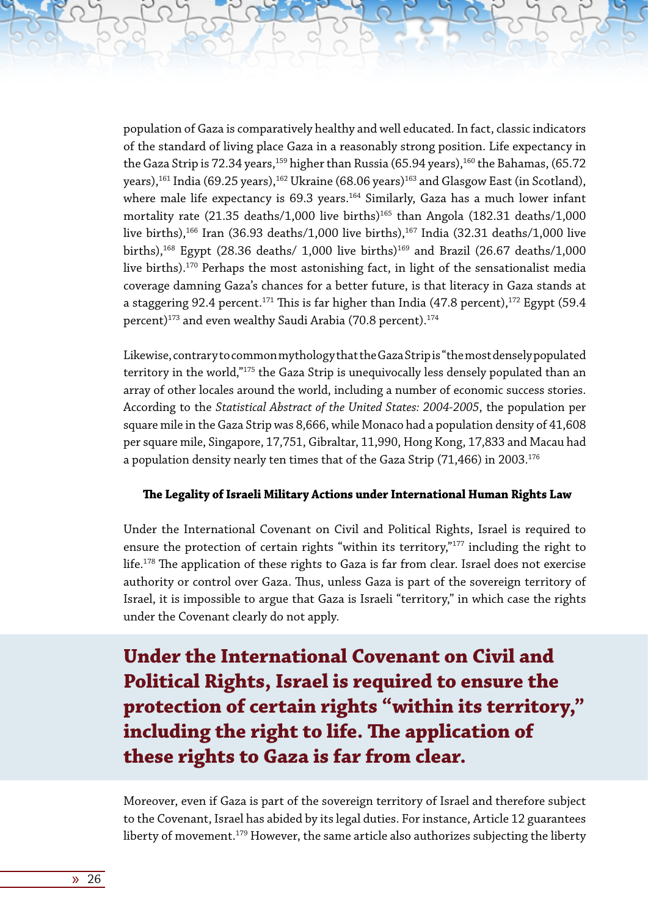population of Gaza is comparatively healthy and well educated. In fact, classic indicators of the standard of living place Gaza in a reasonably strong position. Life expectancy in the Gaza Strip is 72.34 years,[159] higher than Russia (65.94 years),[160] the Bahamas, (65.72 years),[161] India (69.25 years),[162] Ukraine (68.06 years)[163] and Glasgow East (in Scotland), where male life expectancy is 69.3 years.[164] Similarly, Gaza has a much lower infant mortality rate (21.35 deaths/1,000 live births)[165] than Angola (182.31 deaths/1,000 live births),[166] Iran (36.93 deaths/1,000 live births),[167] India (32.31 deaths/1,000 live births),[168] Egypt (28.36 deaths/ 1,000 live births)[169] and Brazil (26.67 deaths/1,000 live births).[170] Perhaps the most astonishing fact, in light of the sensationalist media coverage damning Gaza's chances for a better future, is that literacy in Gaza stands at a staggering 92.4 percent.[171] This is far higher than India (47.8 percent),[172] Egypt (59.4 percent)[173] and even wealthy Saudi Arabia (70.8 percent).[174]

Likewise, contrary to common mythology that the Gaza Strip is "the most densely populated territory in the world,"[175] the Gaza Strip is unequivocally less densely populated than an array of other locales around the world, including a number of economic success stories. According to the *Statistical Abstract of the United States: 2004-2005*, the population per square mile in the Gaza Strip was 8,666, while Monaco had a population density of 41,608 per square mile, Singapore, 17,751, Gibraltar, 11,990, Hong Kong, 17,833 and Macau had a population density nearly ten times that of the Gaza Strip (71,466) in 2003.[176]

### The Legality of Israeli Military Actions under International Human Rights Law

Under the International Covenant on Civil and Political Rights, Israel is required to ensure the protection of certain rights "within its territory,"[177] including the right to life.[178] The application of these rights to Gaza is far from clear. Israel does not exercise authority or control over Gaza. Thus, unless Gaza is part of the sovereign territory of Israel, it is impossible to argue that Gaza is Israeli "territory," in which case the rights under the Covenant clearly do not apply.

> **Under the International Covenant on Civil and Political Rights, Israel is required to ensure the protection of certain rights "within its territory," including the right to life. The application of these rights to Gaza is far from clear.**

Moreover, even if Gaza is part of the sovereign territory of Israel and therefore subject to the Covenant, Israel has abided by its legal duties. For instance, Article 12 guarantees liberty of movement.[179] However, the same article also authorizes subjecting the liberty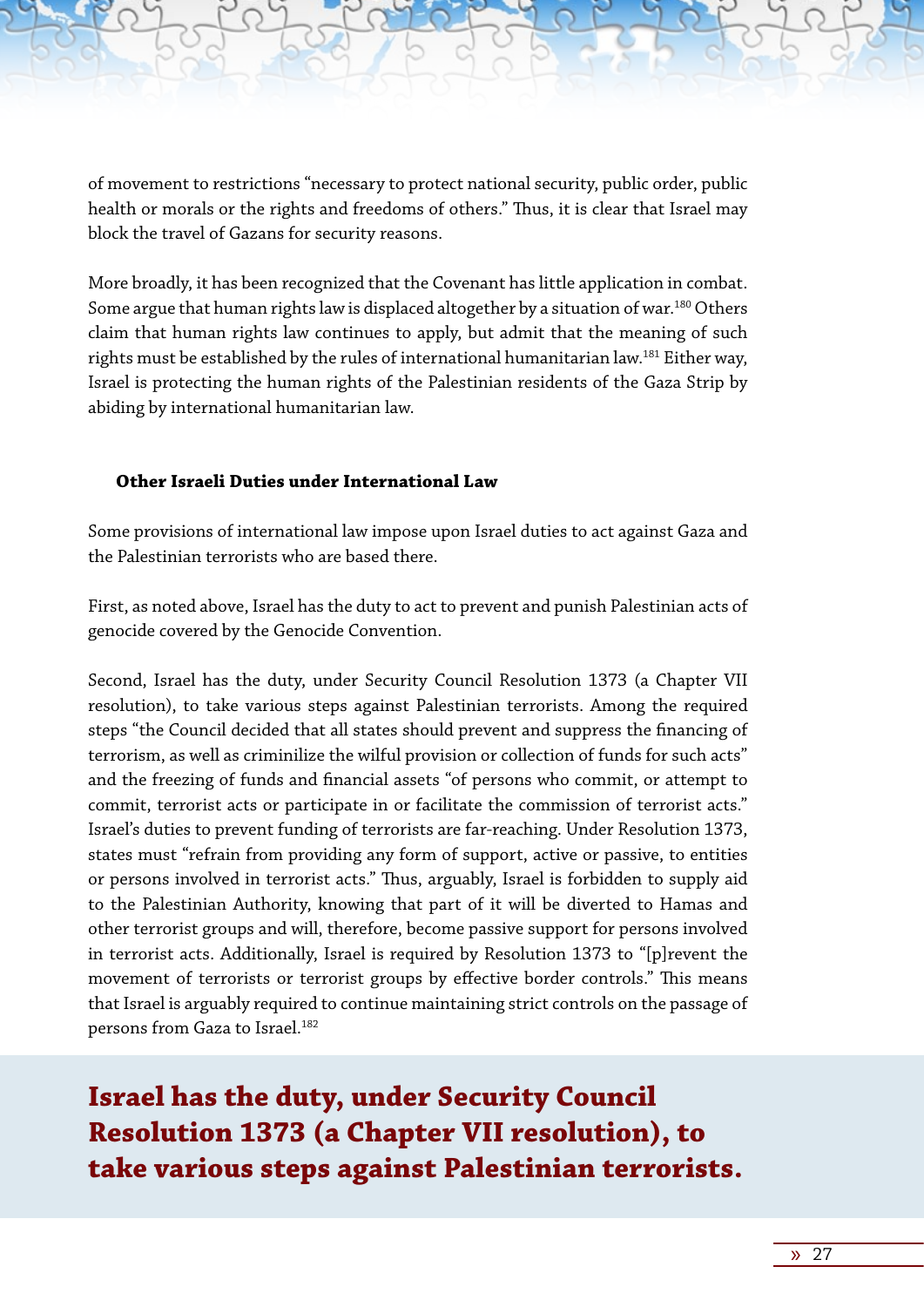of movement to restrictions "necessary to protect national security, public order, public health or morals or the rights and freedoms of others." Thus, it is clear that Israel may block the travel of Gazans for security reasons.

More broadly, it has been recognized that the Covenant has little application in combat. Some argue that human rights law is displaced altogether by a situation of war.[180] Others claim that human rights law continues to apply, but admit that the meaning of such rights must be established by the rules of international humanitarian law.[181] Either way, Israel is protecting the human rights of the Palestinian residents of the Gaza Strip by abiding by international humanitarian law.

### Other Israeli Duties under International Law

Some provisions of international law impose upon Israel duties to act against Gaza and the Palestinian terrorists who are based there.

First, as noted above, Israel has the duty to act to prevent and punish Palestinian acts of genocide covered by the Genocide Convention.

Second, Israel has the duty, under Security Council Resolution 1373 (a Chapter VII resolution), to take various steps against Palestinian terrorists. Among the required steps "the Council decided that all states should prevent and suppress the financing of terrorism, as well as criminilize the wilful provision or collection of funds for such acts" and the freezing of funds and financial assets "of persons who commit, or attempt to commit, terrorist acts or participate in or facilitate the commission of terrorist acts." Israel's duties to prevent funding of terrorists are far-reaching. Under Resolution 1373, states must "refrain from providing any form of support, active or passive, to entities or persons involved in terrorist acts." Thus, arguably, Israel is forbidden to supply aid to the Palestinian Authority, knowing that part of it will be diverted to Hamas and other terrorist groups and will, therefore, become passive support for persons involved in terrorist acts. Additionally, Israel is required by Resolution 1373 to "[p]revent the movement of terrorists or terrorist groups by effective border controls." This means that Israel is arguably required to continue maintaining strict controls on the passage of persons from Gaza to Israel.[182]

**Israel has the duty, under Security Council Resolution 1373 (a Chapter VII resolution), to take various steps against Palestinian terrorists.**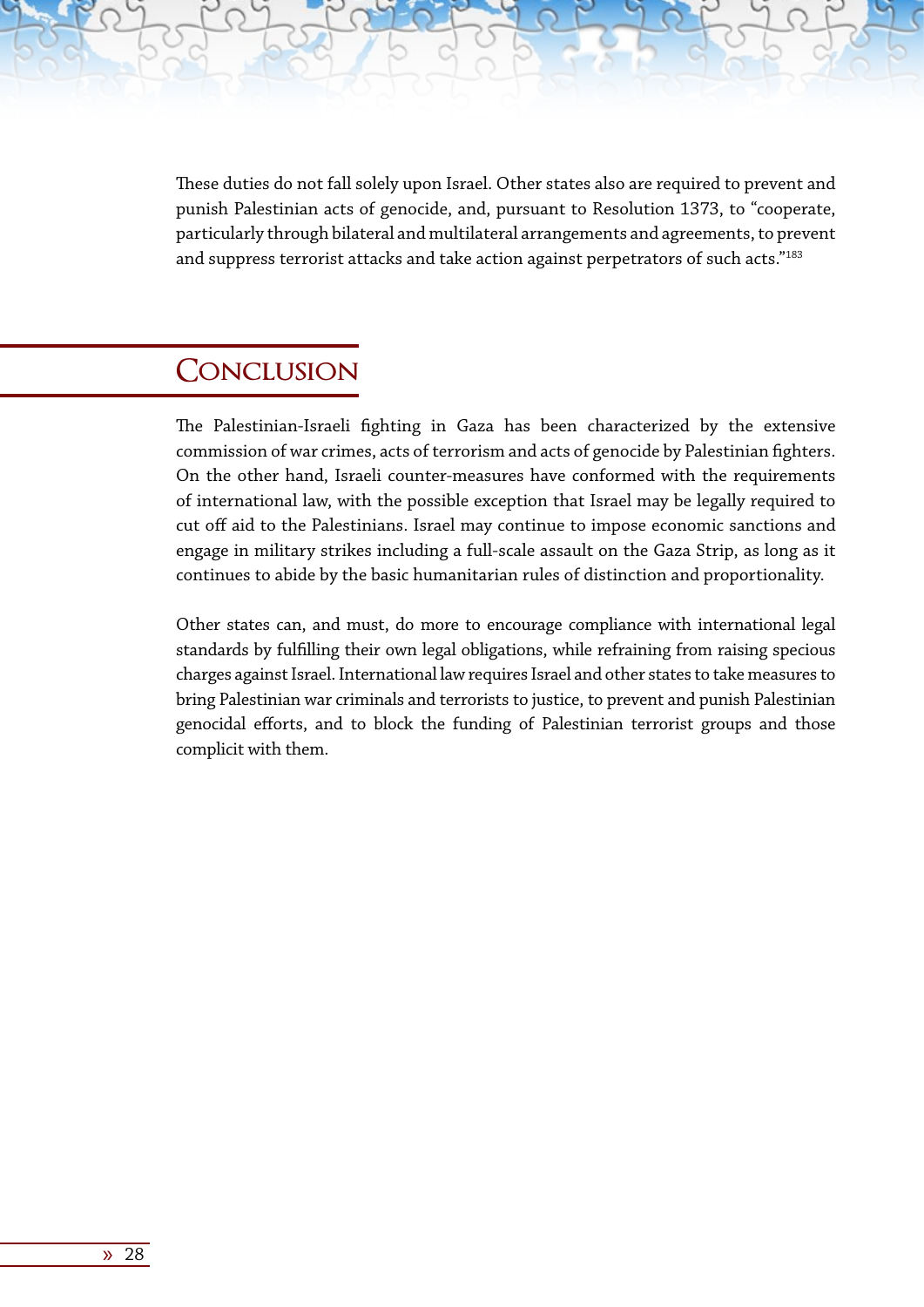These duties do not fall solely upon Israel. Other states also are required to prevent and punish Palestinian acts of genocide, and, pursuant to Resolution 1373, to "cooperate, particularly through bilateral and multilateral arrangements and agreements, to prevent and suppress terrorist attacks and take action against perpetrators of such acts."[183]

## Conclusion

The Palestinian-Israeli fighting in Gaza has been characterized by the extensive commission of war crimes, acts of terrorism and acts of genocide by Palestinian fighters. On the other hand, Israeli counter-measures have conformed with the requirements of international law, with the possible exception that Israel may be legally required to cut off aid to the Palestinians. Israel may continue to impose economic sanctions and engage in military strikes including a full-scale assault on the Gaza Strip, as long as it continues to abide by the basic humanitarian rules of distinction and proportionality.

Other states can, and must, do more to encourage compliance with international legal standards by fulfilling their own legal obligations, while refraining from raising specious charges against Israel. International law requires Israel and other states to take measures to bring Palestinian war criminals and terrorists to justice, to prevent and punish Palestinian genocidal efforts, and to block the funding of Palestinian terrorist groups and those complicit with them.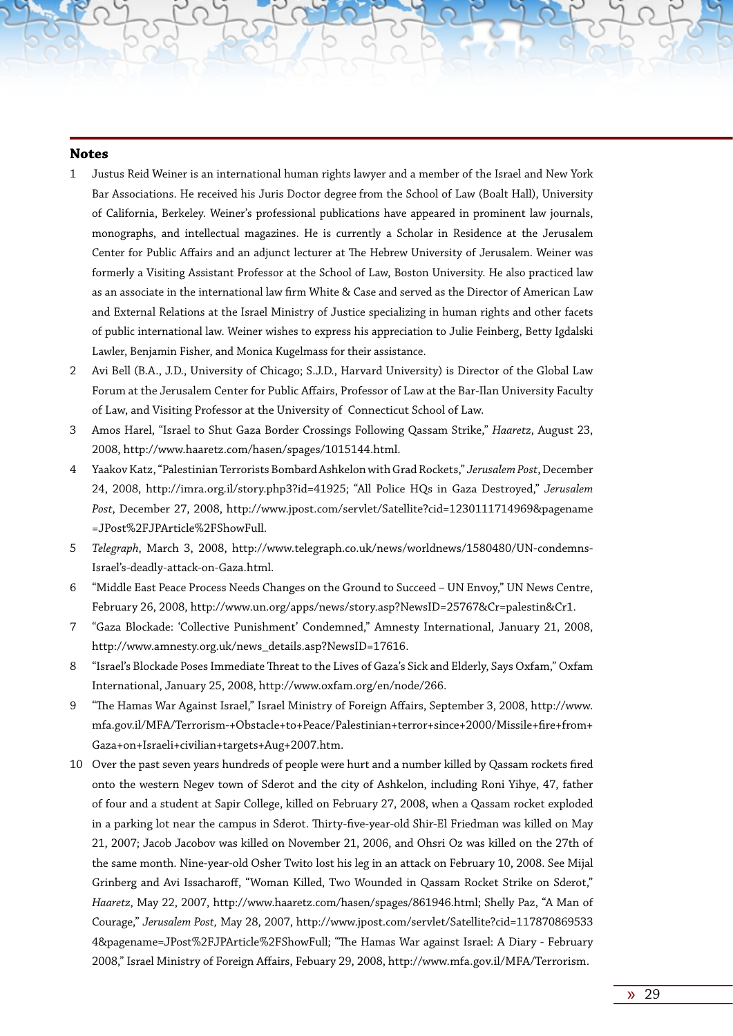**Notes**

1. Justus Reid Weiner is an international human rights lawyer and a member of the Israel and New York Bar Associations. He received his Juris Doctor degree from the School of Law (Boalt Hall), University of California, Berkeley. Weiner's professional publications have appeared in prominent law journals, monographs, and intellectual magazines. He is currently a Scholar in Residence at the Jerusalem Center for Public Affairs and an adjunct lecturer at The Hebrew University of Jerusalem. Weiner was formerly a Visiting Assistant Professor at the School of Law, Boston University. He also practiced law as an associate in the international law firm White & Case and served as the Director of American Law and External Relations at the Israel Ministry of Justice specializing in human rights and other facets of public international law. Weiner wishes to express his appreciation to Julie Feinberg, Betty Igdalski Lawler, Benjamin Fisher, and Monica Kugelmass for their assistance.
2. Avi Bell (B.A., J.D., University of Chicago; S.J.D., Harvard University) is Director of the Global Law Forum at the Jerusalem Center for Public Affairs, Professor of Law at the Bar-Ilan University Faculty of Law, and Visiting Professor at the University of Connecticut School of Law.
3. Amos Harel, "Israel to Shut Gaza Border Crossings Following Qassam Strike," *Haaretz*, August 23, 2008, http://www.haaretz.com/hasen/spages/1015144.html.
4. Yaakov Katz, "Palestinian Terrorists Bombard Ashkelon with Grad Rockets," *Jerusalem Post*, December 24, 2008, http://imra.org.il/story.php3?id=41925; "All Police HQs in Gaza Destroyed," *Jerusalem Post*, December 27, 2008, http://www.jpost.com/servlet/Satellite?cid=1230111714969&pagename=JPost%2FJPArticle%2FShowFull.
5. *Telegraph*, March 3, 2008, http://www.telegraph.co.uk/news/worldnews/1580480/UN-condemns-Israel's-deadly-attack-on-Gaza.html.
6. "Middle East Peace Process Needs Changes on the Ground to Succeed – UN Envoy," UN News Centre, February 26, 2008, http://www.un.org/apps/news/story.asp?NewsID=25767&Cr=palestin&Cr1.
7. "Gaza Blockade: 'Collective Punishment' Condemned," Amnesty International, January 21, 2008, http://www.amnesty.org.uk/news_details.asp?NewsID=17616.
8. "Israel's Blockade Poses Immediate Threat to the Lives of Gaza's Sick and Elderly, Says Oxfam," Oxfam International, January 25, 2008, http://www.oxfam.org/en/node/266.
9. "The Hamas War Against Israel," Israel Ministry of Foreign Affairs, September 3, 2008, http://www.mfa.gov.il/MFA/Terrorism-+Obstacle+to+Peace/Palestinian+terror+since+2000/Missile+fire+from+Gaza+on+Israeli+civilian+targets+Aug+2007.htm.
10. Over the past seven years hundreds of people were hurt and a number killed by Qassam rockets fired onto the western Negev town of Sderot and the city of Ashkelon, including Roni Yihye, 47, father of four and a student at Sapir College, killed on February 27, 2008, when a Qassam rocket exploded in a parking lot near the campus in Sderot. Thirty-five-year-old Shir-El Friedman was killed on May 21, 2007; Jacob Jacobov was killed on November 21, 2006, and Ohsri Oz was killed on the 27th of the same month. Nine-year-old Osher Twito lost his leg in an attack on February 10, 2008. See Mijal Grinberg and Avi Issacharoff, "Woman Killed, Two Wounded in Qassam Rocket Strike on Sderot," *Haaretz*, May 22, 2007, http://www.haaretz.com/hasen/spages/861946.html; Shelly Paz, "A Man of Courage," *Jerusalem Post,* May 28, 2007, http://www.jpost.com/servlet/Satellite?cid=1178708695334&pagename=JPost%2FJPArticle%2FShowFull; "The Hamas War against Israel: A Diary - February 2008," Israel Ministry of Foreign Affairs, Febuary 29, 2008, http://www.mfa.gov.il/MFA/Terrorism.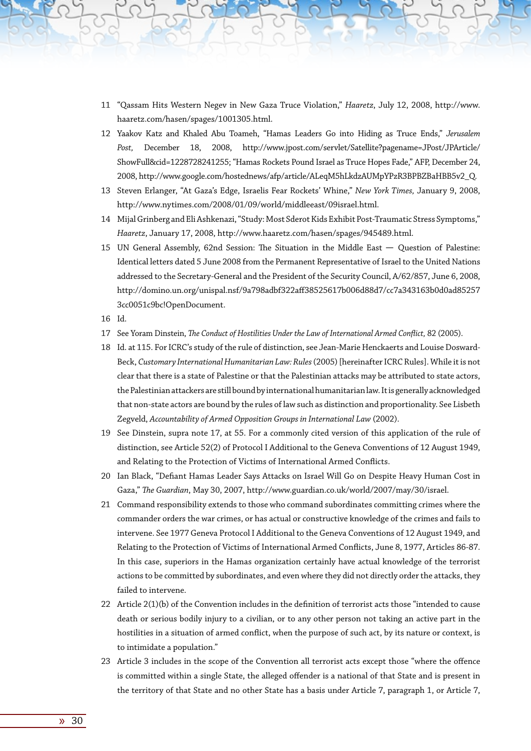11 "Qassam Hits Western Negev in New Gaza Truce Violation," *Haaretz*, July 12, 2008, http://www.haaretz.com/hasen/spages/1001305.html.

12 Yaakov Katz and Khaled Abu Toameh, "Hamas Leaders Go into Hiding as Truce Ends," *Jerusalem Post,* December 18, 2008, http://www.jpost.com/servlet/Satellite?pagename=JPost/JPArticle/ShowFull&cid=1228728241255; "Hamas Rockets Pound Israel as Truce Hopes Fade," AFP, December 24, 2008, http://www.google.com/hostednews/afp/article/ALeqM5hLkdzAUMpYPzR3BPBZBaHBB5v2_Q.

13 Steven Erlanger, "At Gaza's Edge, Israelis Fear Rockets' Whine," *New York Times,* January 9, 2008, http://www.nytimes.com/2008/01/09/world/middleeast/09israel.html.

14 Mijal Grinberg and Eli Ashkenazi, "Study: Most Sderot Kids Exhibit Post-Traumatic Stress Symptoms," *Haaretz*, January 17, 2008, http://www.haaretz.com/hasen/spages/945489.html.

15 UN General Assembly, 62nd Session: The Situation in the Middle East — Question of Palestine: Identical letters dated 5 June 2008 from the Permanent Representative of Israel to the United Nations addressed to the Secretary-General and the President of the Security Council, A/62/857, June 6, 2008, http://domino.un.org/unispal.nsf/9a798adbf322aff38525617b006d88d7/cc7a343163b0d0ad852573cc0051c9bc!OpenDocument.

16 Id.

17 See Yoram Dinstein, *The Conduct of Hostilities Under the Law of International Armed Conflict,* 82 (2005).

18 Id. at 115. For ICRC's study of the rule of distinction, see Jean-Marie Henckaerts and Louise Doswald-Beck, *Customary International Humanitarian Law: Rules* (2005) [hereinafter ICRC Rules]. While it is not clear that there is a state of Palestine or that the Palestinian attacks may be attributed to state actors, the Palestinian attackers are still bound by international humanitarian law. It is generally acknowledged that non-state actors are bound by the rules of law such as distinction and proportionality. See Lisbeth Zegveld, *Accountability of Armed Opposition Groups in International Law* (2002).

19 See Dinstein, supra note 17, at 55. For a commonly cited version of this application of the rule of distinction, see Article 52(2) of Protocol I Additional to the Geneva Conventions of 12 August 1949, and Relating to the Protection of Victims of International Armed Conflicts.

20 Ian Black, "Defiant Hamas Leader Says Attacks on Israel Will Go on Despite Heavy Human Cost in Gaza," *The Guardian*, May 30, 2007, http://www.guardian.co.uk/world/2007/may/30/israel.

21 Command responsibility extends to those who command subordinates committing crimes where the commander orders the war crimes, or has actual or constructive knowledge of the crimes and fails to intervene. See 1977 Geneva Protocol I Additional to the Geneva Conventions of 12 August 1949, and Relating to the Protection of Victims of International Armed Conflicts, June 8, 1977, Articles 86-87. In this case, superiors in the Hamas organization certainly have actual knowledge of the terrorist actions to be committed by subordinates, and even where they did not directly order the attacks, they failed to intervene.

22 Article 2(1)(b) of the Convention includes in the definition of terrorist acts those "intended to cause death or serious bodily injury to a civilian, or to any other person not taking an active part in the hostilities in a situation of armed conflict, when the purpose of such act, by its nature or context, is to intimidate a population."

23 Article 3 includes in the scope of the Convention all terrorist acts except those "where the offence is committed within a single State, the alleged offender is a national of that State and is present in the territory of that State and no other State has a basis under Article 7, paragraph 1, or Article 7,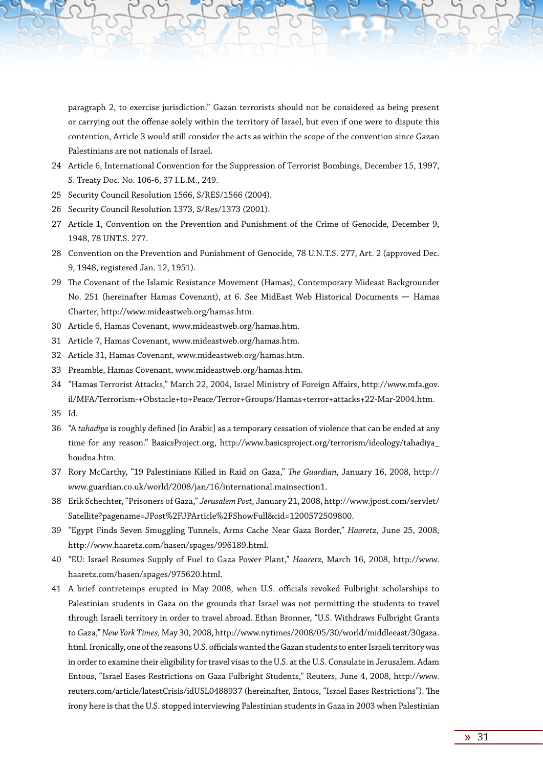paragraph 2, to exercise jurisdiction." Gazan terrorists should not be considered as being present or carrying out the offense solely within the territory of Israel, but even if one were to dispute this contention, Article 3 would still consider the acts as within the scope of the convention since Gazan Palestinians are not nationals of Israel.

24 Article 6, International Convention for the Suppression of Terrorist Bombings, December 15, 1997, S. Treaty Doc. No. 106-6, 37 I.L.M., 249.

25 Security Council Resolution 1566, S/RES/1566 (2004).

26 Security Council Resolution 1373, S/Res/1373 (2001).

27 Article 1, Convention on the Prevention and Punishment of the Crime of Genocide, December 9, 1948, 78 UNT.S. 277.

28 Convention on the Prevention and Punishment of Genocide, 78 U.N.T.S. 277, Art. 2 (approved Dec. 9, 1948, registered Jan. 12, 1951).

29 The Covenant of the Islamic Resistance Movement (Hamas), Contemporary Mideast Backgrounder No. 251 (hereinafter Hamas Covenant), at 6. See MidEast Web Historical Documents — Hamas Charter, http://www.mideastweb.org/hamas.htm.

30 Article 6, Hamas Covenant, www.mideastweb.org/hamas.htm.

31 Article 7, Hamas Covenant, www.mideastweb.org/hamas.htm.

32 Article 31, Hamas Covenant, www.mideastweb.org/hamas.htm.

33 Preamble, Hamas Covenant, www.mideastweb.org/hamas.htm.

34 "Hamas Terrorist Attacks," March 22, 2004, Israel Ministry of Foreign Affairs, http://www.mfa.gov.il/MFA/Terrorism-+Obstacle+to+Peace/Terror+Groups/Hamas+terror+attacks+22-Mar-2004.htm.

35 Id.

36 "A *tahadiya* is roughly defined [in Arabic] as a temporary cessation of violence that can be ended at any time for any reason." BasicsProject.org, http://www.basicsproject.org/terrorism/ideology/tahadiya_houdna.htm.

37 Rory McCarthy, "19 Palestinians Killed in Raid on Gaza," *The Guardian*, January 16, 2008, http://www.guardian.co.uk/world/2008/jan/16/international.mainsection1.

38 Erik Schechter, "Prisoners of Gaza," *Jerusalem Post*, January 21, 2008, http://www.jpost.com/servlet/Satellite?pagename=JPost%2FJPArticle%2FShowFull&cid=1200572509800.

39 "Egypt Finds Seven Smuggling Tunnels, Arms Cache Near Gaza Border," *Haaretz*, June 25, 2008, http://www.haaretz.com/hasen/spages/996189.html.

40 "EU: Israel Resumes Supply of Fuel to Gaza Power Plant," *Haaretz*, March 16, 2008, http://www.haaretz.com/hasen/spages/975620.html.

41 A brief contretemps erupted in May 2008, when U.S. officials revoked Fulbright scholarships to Palestinian students in Gaza on the grounds that Israel was not permitting the students to travel through Israeli territory in order to travel abroad. Ethan Bronner, "U.S. Withdraws Fulbright Grants to Gaza," *New York Times*, May 30, 2008, http://www.nytimes/2008/05/30/world/middleeast/30gaza.html. Ironically, one of the reasons U.S. officials wanted the Gazan students to enter Israeli territory was in order to examine their eligibility for travel visas to the U.S. at the U.S. Consulate in Jerusalem. Adam Entous, "Israel Eases Restrictions on Gaza Fulbright Students," Reuters, June 4, 2008, http://www.reuters.com/article/latestCrisis/idUSL0488937 (hereinafter, Entous, "Israel Eases Restrictions"). The irony here is that the U.S. stopped interviewing Palestinian students in Gaza in 2003 when Palestinian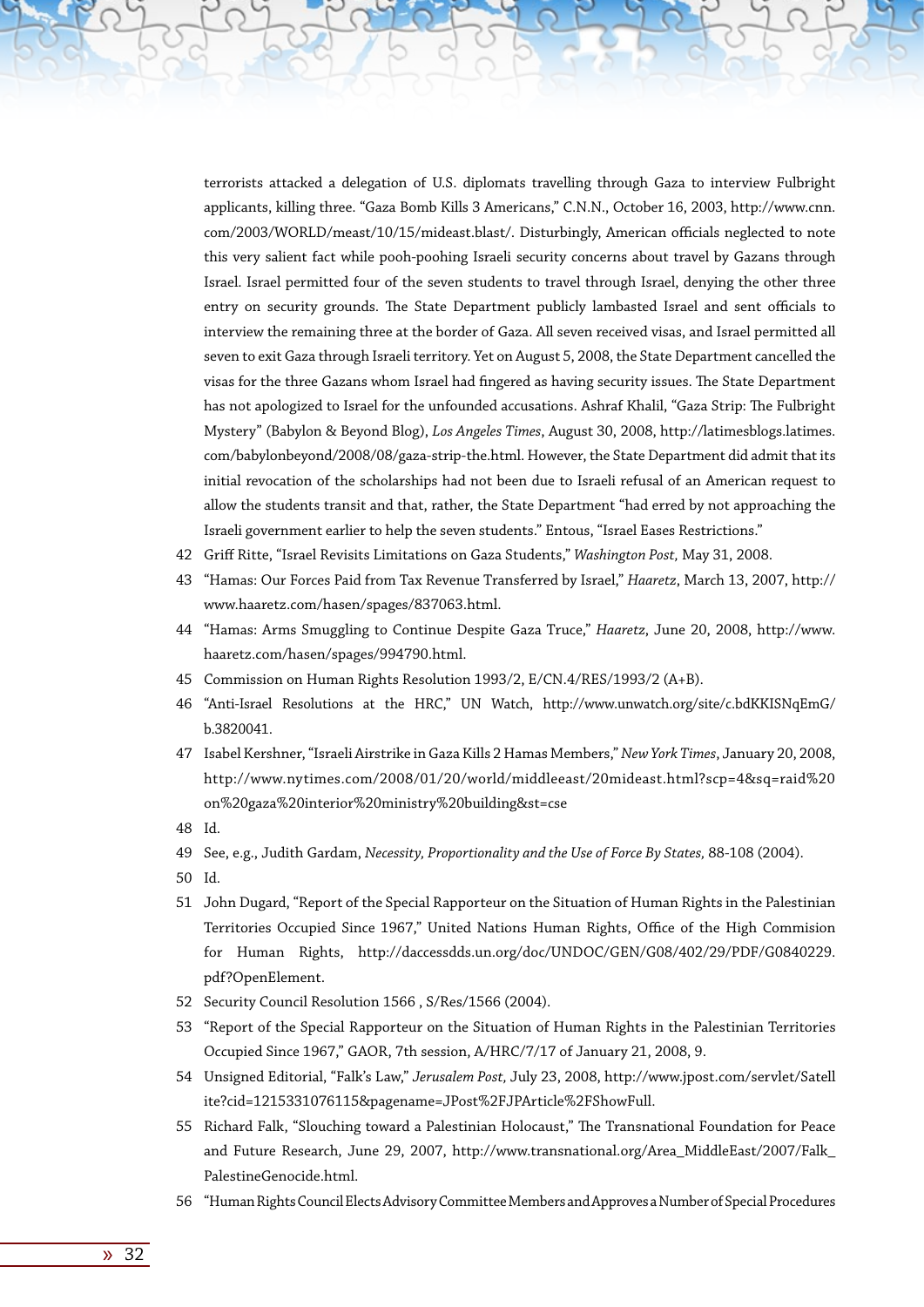terrorists attacked a delegation of U.S. diplomats travelling through Gaza to interview Fulbright applicants, killing three. "Gaza Bomb Kills 3 Americans," C.N.N., October 16, 2003, http://www.cnn.com/2003/WORLD/meast/10/15/mideast.blast/. Disturbingly, American officials neglected to note this very salient fact while pooh-poohing Israeli security concerns about travel by Gazans through Israel. Israel permitted four of the seven students to travel through Israel, denying the other three entry on security grounds. The State Department publicly lambasted Israel and sent officials to interview the remaining three at the border of Gaza. All seven received visas, and Israel permitted all seven to exit Gaza through Israeli territory. Yet on August 5, 2008, the State Department cancelled the visas for the three Gazans whom Israel had fingered as having security issues. The State Department has not apologized to Israel for the unfounded accusations. Ashraf Khalil, "Gaza Strip: The Fulbright Mystery" (Babylon & Beyond Blog), *Los Angeles Times*, August 30, 2008, http://latimesblogs.latimes.com/babylonbeyond/2008/08/gaza-strip-the.html. However, the State Department did admit that its initial revocation of the scholarships had not been due to Israeli refusal of an American request to allow the students transit and that, rather, the State Department "had erred by not approaching the Israeli government earlier to help the seven students." Entous, "Israel Eases Restrictions."

42 Griff Ritte, "Israel Revisits Limitations on Gaza Students," *Washington Post*, May 31, 2008.

43 "Hamas: Our Forces Paid from Tax Revenue Transferred by Israel," *Haaretz*, March 13, 2007, http://www.haaretz.com/hasen/spages/837063.html.

44 "Hamas: Arms Smuggling to Continue Despite Gaza Truce," *Haaretz*, June 20, 2008, http://www.haaretz.com/hasen/spages/994790.html.

45 Commission on Human Rights Resolution 1993/2, E/CN.4/RES/1993/2 (A+B).

46 "Anti-Israel Resolutions at the HRC," UN Watch, http://www.unwatch.org/site/c.bdKKISNqEmG/b.3820041.

47 Isabel Kershner, "Israeli Airstrike in Gaza Kills 2 Hamas Members," *New York Times*, January 20, 2008, http://www.nytimes.com/2008/01/20/world/middleeast/20mideast.html?scp=4&sq=raid%20on%20gaza%20interior%20ministry%20building&st=cse

48 Id.

49 See, e.g., Judith Gardam, *Necessity, Proportionality and the Use of Force By States,* 88-108 (2004).

50 Id.

51 John Dugard, "Report of the Special Rapporteur on the Situation of Human Rights in the Palestinian Territories Occupied Since 1967," United Nations Human Rights, Office of the High Commision for Human Rights, http://daccessdds.un.org/doc/UNDOC/GEN/G08/402/29/PDF/G0840229.pdf?OpenElement.

52 Security Council Resolution 1566 , S/Res/1566 (2004).

53 "Report of the Special Rapporteur on the Situation of Human Rights in the Palestinian Territories Occupied Since 1967," GAOR, 7th session, A/HRC/7/17 of January 21, 2008, 9.

54 Unsigned Editorial, "Falk's Law," *Jerusalem Post*, July 23, 2008, http://www.jpost.com/servlet/Satellite?cid=1215331076115&pagename=JPost%2FJPArticle%2FShowFull.

55 Richard Falk, "Slouching toward a Palestinian Holocaust," The Transnational Foundation for Peace and Future Research, June 29, 2007, http://www.transnational.org/Area_MiddleEast/2007/Falk_PalestineGenocide.html.

56 "Human Rights Council Elects Advisory Committee Members and Approves a Number of Special Procedures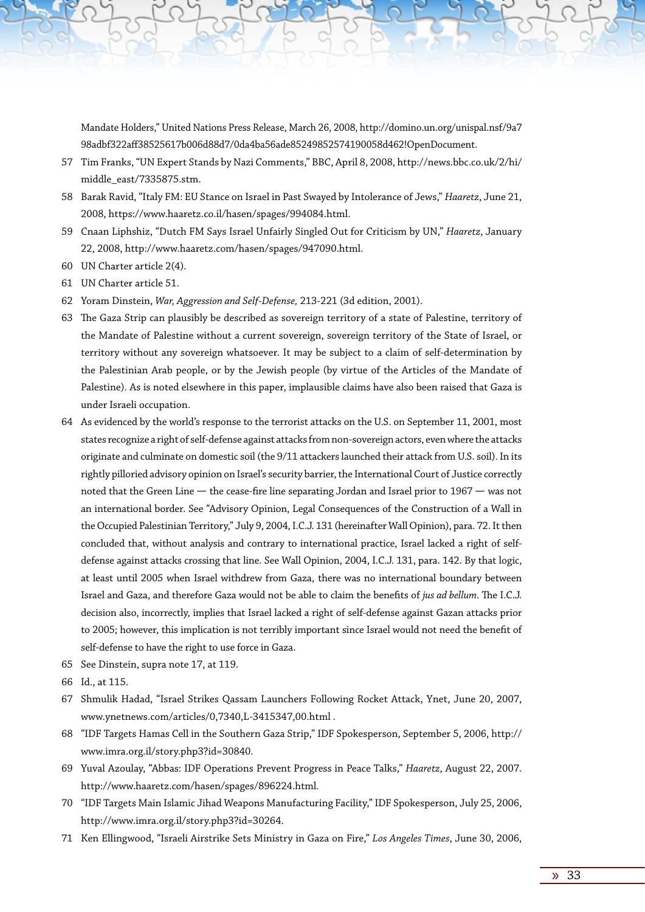Mandate Holders," United Nations Press Release, March 26, 2008, http://domino.un.org/unispal.nsf/9a798adbf322aff38525617b006d88d7/0da4ba56ade85249852574190058d462!OpenDocument.

57 Tim Franks, "UN Expert Stands by Nazi Comments," BBC, April 8, 2008, http://news.bbc.co.uk/2/hi/middle_east/7335875.stm.

58 Barak Ravid, "Italy FM: EU Stance on Israel in Past Swayed by Intolerance of Jews," *Haaretz*, June 21, 2008, https://www.haaretz.co.il/hasen/spages/994084.html.

59 Cnaan Liphshiz, "Dutch FM Says Israel Unfairly Singled Out for Criticism by UN," *Haaretz*, January 22, 2008, http://www.haaretz.com/hasen/spages/947090.html.

60 UN Charter article 2(4).

61 UN Charter article 51.

62 Yoram Dinstein, *War, Aggression and Self-Defense,* 213-221 (3d edition, 2001).

63 The Gaza Strip can plausibly be described as sovereign territory of a state of Palestine, territory of the Mandate of Palestine without a current sovereign, sovereign territory of the State of Israel, or territory without any sovereign whatsoever. It may be subject to a claim of self-determination by the Palestinian Arab people, or by the Jewish people (by virtue of the Articles of the Mandate of Palestine). As is noted elsewhere in this paper, implausible claims have also been raised that Gaza is under Israeli occupation.

64 As evidenced by the world's response to the terrorist attacks on the U.S. on September 11, 2001, most states recognize a right of self-defense against attacks from non-sovereign actors, even where the attacks originate and culminate on domestic soil (the 9/11 attackers launched their attack from U.S. soil). In its rightly pilloried advisory opinion on Israel's security barrier, the International Court of Justice correctly noted that the Green Line — the cease-fire line separating Jordan and Israel prior to 1967 — was not an international border. See "Advisory Opinion, Legal Consequences of the Construction of a Wall in the Occupied Palestinian Territory," July 9, 2004, I.C.J. 131 (hereinafter Wall Opinion), para. 72. It then concluded that, without analysis and contrary to international practice, Israel lacked a right of self-defense against attacks crossing that line. See Wall Opinion, 2004, I.C.J. 131, para. 142. By that logic, at least until 2005 when Israel withdrew from Gaza, there was no international boundary between Israel and Gaza, and therefore Gaza would not be able to claim the benefits of *jus ad bellum*. The I.C.J. decision also, incorrectly, implies that Israel lacked a right of self-defense against Gazan attacks prior to 2005; however, this implication is not terribly important since Israel would not need the benefit of self-defense to have the right to use force in Gaza.

65 See Dinstein, supra note 17, at 119.

66 Id., at 115.

67 Shmulik Hadad, "Israel Strikes Qassam Launchers Following Rocket Attack, Ynet, June 20, 2007, www.ynetnews.com/articles/0,7340,L-3415347,00.html .

68 "IDF Targets Hamas Cell in the Southern Gaza Strip," IDF Spokesperson, September 5, 2006, http://www.imra.org.il/story.php3?id=30840.

69 Yuval Azoulay, "Abbas: IDF Operations Prevent Progress in Peace Talks," *Haaretz*, August 22, 2007. http://www.haaretz.com/hasen/spages/896224.html.

70 "IDF Targets Main Islamic Jihad Weapons Manufacturing Facility," IDF Spokesperson, July 25, 2006, http://www.imra.org.il/story.php3?id=30264.

71 Ken Ellingwood, "Israeli Airstrike Sets Ministry in Gaza on Fire," *Los Angeles Times*, June 30, 2006,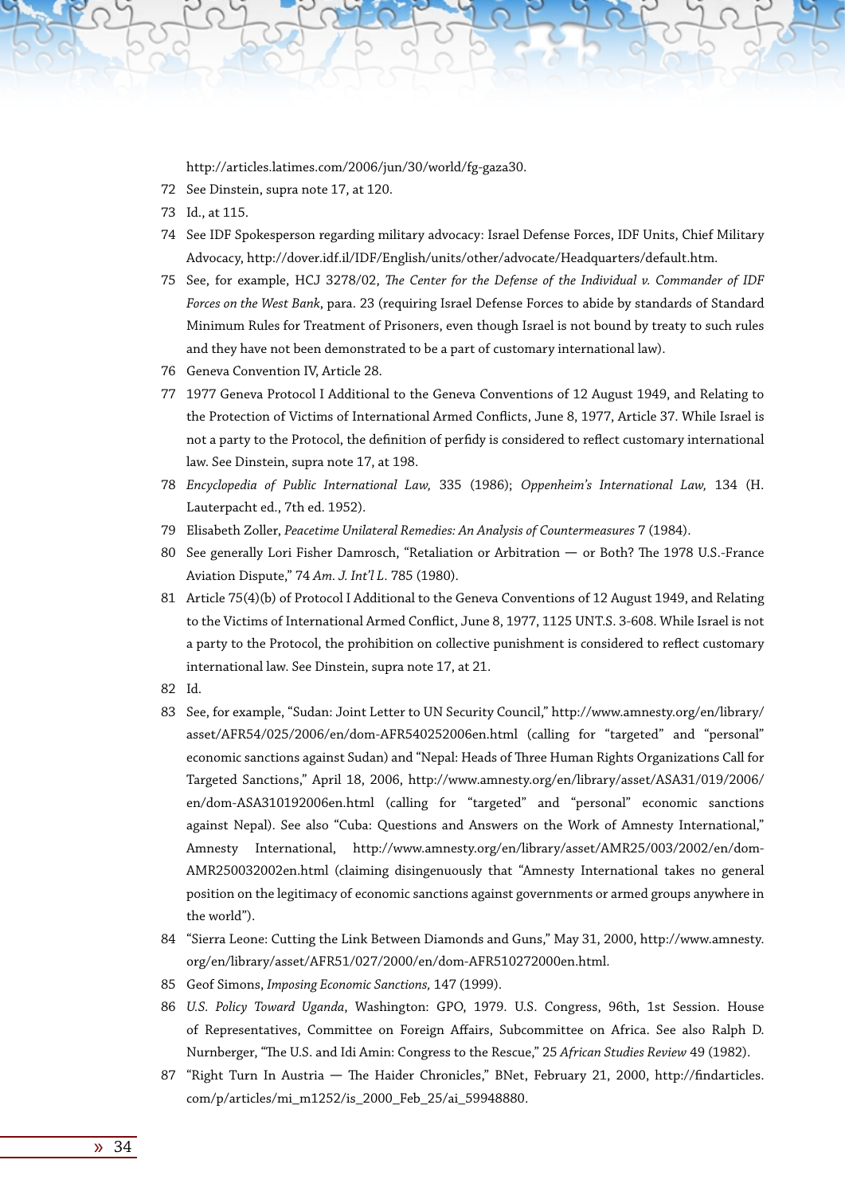http://articles.latimes.com/2006/jun/30/world/fg-gaza30.

72 See Dinstein, supra note 17, at 120.

73 Id., at 115.

74 See IDF Spokesperson regarding military advocacy: Israel Defense Forces, IDF Units, Chief Military Advocacy, http://dover.idf.il/IDF/English/units/other/advocate/Headquarters/default.htm.

75 See, for example, HCJ 3278/02, *The Center for the Defense of the Individual v. Commander of IDF Forces on the West Bank*, para. 23 (requiring Israel Defense Forces to abide by standards of Standard Minimum Rules for Treatment of Prisoners, even though Israel is not bound by treaty to such rules and they have not been demonstrated to be a part of customary international law).

76 Geneva Convention IV, Article 28.

77 1977 Geneva Protocol I Additional to the Geneva Conventions of 12 August 1949, and Relating to the Protection of Victims of International Armed Conflicts, June 8, 1977, Article 37. While Israel is not a party to the Protocol, the definition of perfidy is considered to reflect customary international law. See Dinstein, supra note 17, at 198.

78 *Encyclopedia of Public International Law,* 335 (1986); *Oppenheim's International Law,* 134 (H. Lauterpacht ed., 7th ed. 1952).

79 Elisabeth Zoller, *Peacetime Unilateral Remedies: An Analysis of Countermeasures* 7 (1984).

80 See generally Lori Fisher Damrosch, "Retaliation or Arbitration — or Both? The 1978 U.S.-France Aviation Dispute," 74 *Am. J. Int'l L.* 785 (1980).

81 Article 75(4)(b) of Protocol I Additional to the Geneva Conventions of 12 August 1949, and Relating to the Victims of International Armed Conflict, June 8, 1977, 1125 UNT.S. 3-608. While Israel is not a party to the Protocol, the prohibition on collective punishment is considered to reflect customary international law. See Dinstein, supra note 17, at 21.

82 Id.

83 See, for example, "Sudan: Joint Letter to UN Security Council," http://www.amnesty.org/en/library/asset/AFR54/025/2006/en/dom-AFR540252006en.html (calling for "targeted" and "personal" economic sanctions against Sudan) and "Nepal: Heads of Three Human Rights Organizations Call for Targeted Sanctions," April 18, 2006, http://www.amnesty.org/en/library/asset/ASA31/019/2006/en/dom-ASA310192006en.html (calling for "targeted" and "personal" economic sanctions against Nepal). See also "Cuba: Questions and Answers on the Work of Amnesty International," Amnesty International, http://www.amnesty.org/en/library/asset/AMR25/003/2002/en/dom-AMR250032002en.html (claiming disingenuously that "Amnesty International takes no general position on the legitimacy of economic sanctions against governments or armed groups anywhere in the world").

84 "Sierra Leone: Cutting the Link Between Diamonds and Guns," May 31, 2000, http://www.amnesty.org/en/library/asset/AFR51/027/2000/en/dom-AFR510272000en.html.

85 Geof Simons, *Imposing Economic Sanctions,* 147 (1999).

86 *U.S. Policy Toward Uganda*, Washington: GPO, 1979. U.S. Congress, 96th, 1st Session. House of Representatives, Committee on Foreign Affairs, Subcommittee on Africa. See also Ralph D. Nurnberger, "The U.S. and Idi Amin: Congress to the Rescue," 25 *African Studies Review* 49 (1982).

87 "Right Turn In Austria — The Haider Chronicles," BNet, February 21, 2000, http://findarticles.com/p/articles/mi_m1252/is_2000_Feb_25/ai_59948880.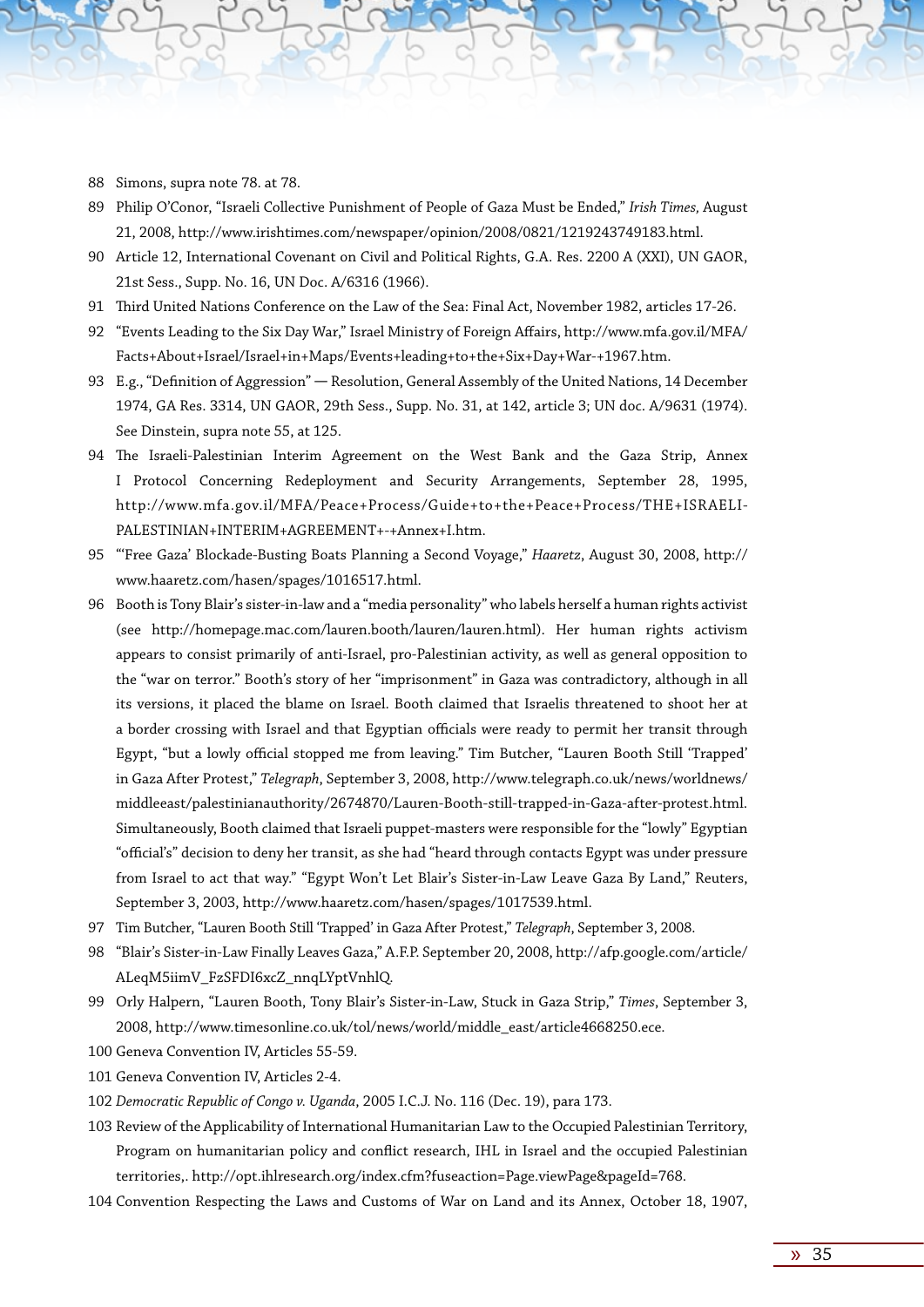88 Simons, supra note 78. at 78.

89 Philip O'Conor, "Israeli Collective Punishment of People of Gaza Must be Ended," *Irish Times*, August 21, 2008, http://www.irishtimes.com/newspaper/opinion/2008/0821/1219243749183.html.

90 Article 12, International Covenant on Civil and Political Rights, G.A. Res. 2200 A (XXI), UN GAOR, 21st Sess., Supp. No. 16, UN Doc. A/6316 (1966).

91 Third United Nations Conference on the Law of the Sea: Final Act, November 1982, articles 17-26.

92 "Events Leading to the Six Day War," Israel Ministry of Foreign Affairs, http://www.mfa.gov.il/MFA/Facts+About+Israel/Israel+in+Maps/Events+leading+to+the+Six+Day+War-+1967.htm.

93 E.g., "Definition of Aggression" — Resolution, General Assembly of the United Nations, 14 December 1974, GA Res. 3314, UN GAOR, 29th Sess., Supp. No. 31, at 142, article 3; UN doc. A/9631 (1974). See Dinstein, supra note 55, at 125.

94 The Israeli-Palestinian Interim Agreement on the West Bank and the Gaza Strip, Annex I Protocol Concerning Redeployment and Security Arrangements, September 28, 1995, http://www.mfa.gov.il/MFA/Peace+Process/Guide+to+the+Peace+Process/THE+ISRAELI-PALESTINIAN+INTERIM+AGREEMENT+-+Annex+I.htm.

95 "'Free Gaza' Blockade-Busting Boats Planning a Second Voyage," *Haaretz*, August 30, 2008, http://www.haaretz.com/hasen/spages/1016517.html.

96 Booth is Tony Blair's sister-in-law and a "media personality" who labels herself a human rights activist (see http://homepage.mac.com/lauren.booth/lauren/lauren.html). Her human rights activism appears to consist primarily of anti-Israel, pro-Palestinian activity, as well as general opposition to the "war on terror." Booth's story of her "imprisonment" in Gaza was contradictory, although in all its versions, it placed the blame on Israel. Booth claimed that Israelis threatened to shoot her at a border crossing with Israel and that Egyptian officials were ready to permit her transit through Egypt, "but a lowly official stopped me from leaving." Tim Butcher, "Lauren Booth Still 'Trapped' in Gaza After Protest," *Telegraph*, September 3, 2008, http://www.telegraph.co.uk/news/worldnews/middleeast/palestinianauthority/2674870/Lauren-Booth-still-trapped-in-Gaza-after-protest.html. Simultaneously, Booth claimed that Israeli puppet-masters were responsible for the "lowly" Egyptian "official's" decision to deny her transit, as she had "heard through contacts Egypt was under pressure from Israel to act that way." "Egypt Won't Let Blair's Sister-in-Law Leave Gaza By Land," Reuters, September 3, 2003, http://www.haaretz.com/hasen/spages/1017539.html.

97 Tim Butcher, "Lauren Booth Still 'Trapped' in Gaza After Protest," *Telegraph*, September 3, 2008.

98 "Blair's Sister-in-Law Finally Leaves Gaza," A.F.P. September 20, 2008, http://afp.google.com/article/ALeqM5iimV_FzSFDI6xcZ_nnqLYptVnhlQ.

99 Orly Halpern, "Lauren Booth, Tony Blair's Sister-in-Law, Stuck in Gaza Strip," *Times*, September 3, 2008, http://www.timesonline.co.uk/tol/news/world/middle_east/article4668250.ece.

100 Geneva Convention IV, Articles 55-59.

101 Geneva Convention IV, Articles 2-4.

102 *Democratic Republic of Congo v. Uganda*, 2005 I.C.J. No. 116 (Dec. 19), para 173.

103 Review of the Applicability of International Humanitarian Law to the Occupied Palestinian Territory, Program on humanitarian policy and conflict research, IHL in Israel and the occupied Palestinian territories,. http://opt.ihlresearch.org/index.cfm?fuseaction=Page.viewPage&pageId=768.

104 Convention Respecting the Laws and Customs of War on Land and its Annex, October 18, 1907,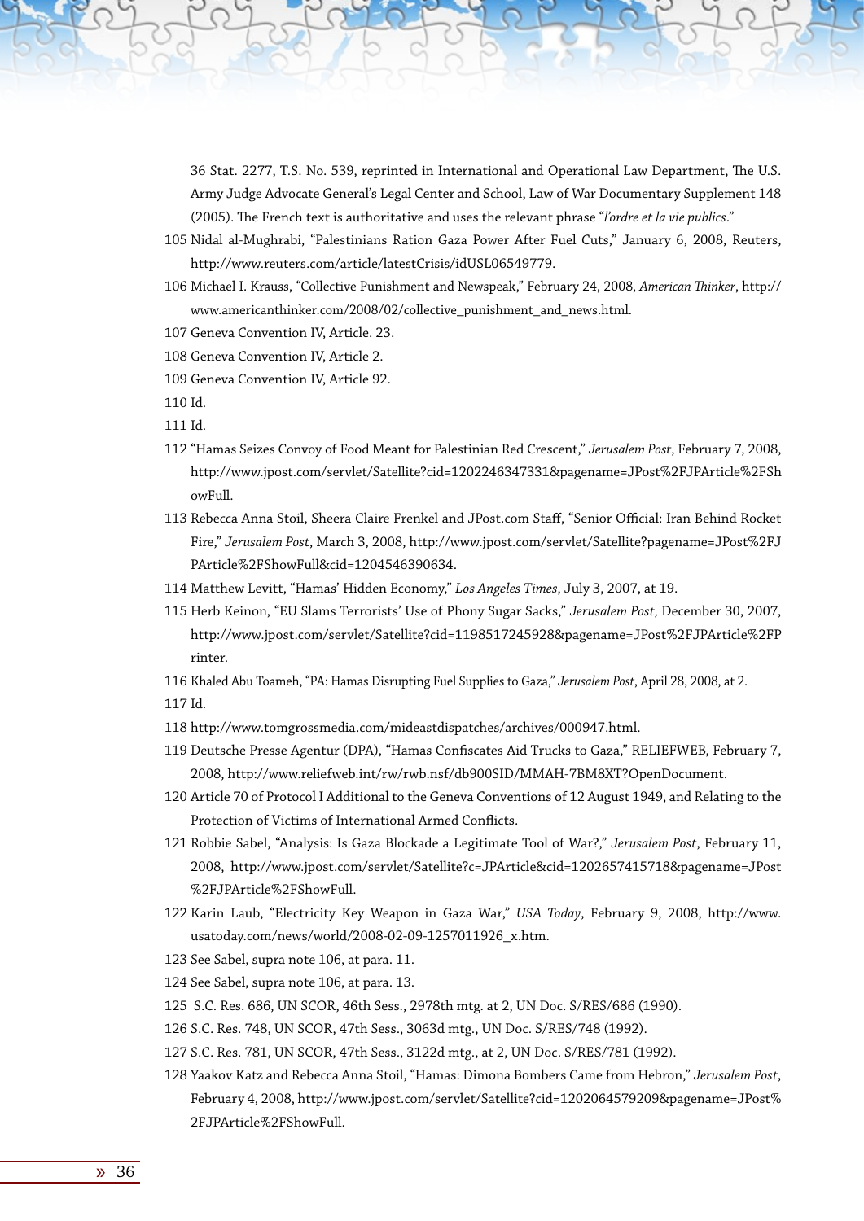36 Stat. 2277, T.S. No. 539, reprinted in International and Operational Law Department, The U.S. Army Judge Advocate General's Legal Center and School, Law of War Documentary Supplement 148 (2005). The French text is authoritative and uses the relevant phrase "*l'ordre et la vie publics*."

105 Nidal al-Mughrabi, "Palestinians Ration Gaza Power After Fuel Cuts," January 6, 2008, Reuters, http://www.reuters.com/article/latestCrisis/idUSL06549779.

106 Michael I. Krauss, "Collective Punishment and Newspeak," February 24, 2008, *American Thinker*, http://www.americanthinker.com/2008/02/collective_punishment_and_news.html.

107 Geneva Convention IV, Article. 23.

108 Geneva Convention IV, Article 2.

109 Geneva Convention IV, Article 92.

110 Id.

111 Id.

112 "Hamas Seizes Convoy of Food Meant for Palestinian Red Crescent," *Jerusalem Post*, February 7, 2008, http://www.jpost.com/servlet/Satellite?cid=1202246347331&pagename=JPost%2FJPArticle%2FShowFull.

113 Rebecca Anna Stoil, Sheera Claire Frenkel and JPost.com Staff, "Senior Official: Iran Behind Rocket Fire," *Jerusalem Post*, March 3, 2008, http://www.jpost.com/servlet/Satellite?pagename=JPost%2FJPArticle%2FShowFull&cid=1204546390634.

114 Matthew Levitt, "Hamas' Hidden Economy," *Los Angeles Times*, July 3, 2007, at 19.

115 Herb Keinon, "EU Slams Terrorists' Use of Phony Sugar Sacks," *Jerusalem Post*, December 30, 2007, http://www.jpost.com/servlet/Satellite?cid=1198517245928&pagename=JPost%2FJPArticle%2FPrinter.

116 Khaled Abu Toameh, "PA: Hamas Disrupting Fuel Supplies to Gaza," *Jerusalem Post*, April 28, 2008, at 2.

117 Id.

118 http://www.tomgrossmedia.com/mideastdispatches/archives/000947.html.

119 Deutsche Presse Agentur (DPA), "Hamas Confiscates Aid Trucks to Gaza," RELIEFWEB, February 7, 2008, http://www.reliefweb.int/rw/rwb.nsf/db900SID/MMAH-7BM8XT?OpenDocument.

120 Article 70 of Protocol I Additional to the Geneva Conventions of 12 August 1949, and Relating to the Protection of Victims of International Armed Conflicts.

121 Robbie Sabel, "Analysis: Is Gaza Blockade a Legitimate Tool of War?," *Jerusalem Post*, February 11, 2008, http://www.jpost.com/servlet/Satellite?c=JPArticle&cid=1202657415718&pagename=JPost%2FJPArticle%2FShowFull.

122 Karin Laub, "Electricity Key Weapon in Gaza War," *USA Today*, February 9, 2008, http://www.usatoday.com/news/world/2008-02-09-1257011926_x.htm.

123 See Sabel, supra note 106, at para. 11.

124 See Sabel, supra note 106, at para. 13.

125 S.C. Res. 686, UN SCOR, 46th Sess., 2978th mtg. at 2, UN Doc. S/RES/686 (1990).

126 S.C. Res. 748, UN SCOR, 47th Sess., 3063d mtg., UN Doc. S/RES/748 (1992).

127 S.C. Res. 781, UN SCOR, 47th Sess., 3122d mtg., at 2, UN Doc. S/RES/781 (1992).

128 Yaakov Katz and Rebecca Anna Stoil, "Hamas: Dimona Bombers Came from Hebron," *Jerusalem Post*, February 4, 2008, http://www.jpost.com/servlet/Satellite?cid=1202064579209&pagename=JPost%2FJPArticle%2FShowFull.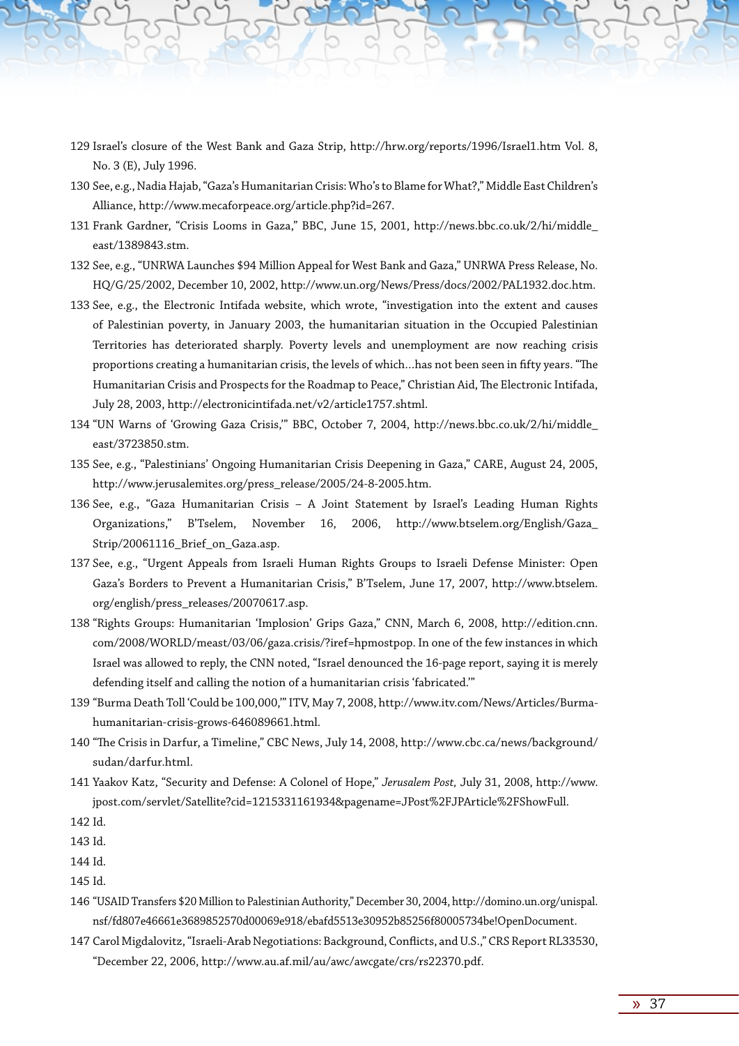129 Israel's closure of the West Bank and Gaza Strip, http://hrw.org/reports/1996/Israel1.htm Vol. 8, No. 3 (E), July 1996.

130 See, e.g., Nadia Hajab, "Gaza's Humanitarian Crisis: Who's to Blame for What?," Middle East Children's Alliance, http://www.mecaforpeace.org/article.php?id=267.

131 Frank Gardner, "Crisis Looms in Gaza," BBC, June 15, 2001, http://news.bbc.co.uk/2/hi/middle_east/1389843.stm.

132 See, e.g., "UNRWA Launches $94 Million Appeal for West Bank and Gaza," UNRWA Press Release, No. HQ/G/25/2002, December 10, 2002, http://www.un.org/News/Press/docs/2002/PAL1932.doc.htm.

133 See, e.g., the Electronic Intifada website, which wrote, "investigation into the extent and causes of Palestinian poverty, in January 2003, the humanitarian situation in the Occupied Palestinian Territories has deteriorated sharply. Poverty levels and unemployment are now reaching crisis proportions creating a humanitarian crisis, the levels of which…has not been seen in fifty years. "The Humanitarian Crisis and Prospects for the Roadmap to Peace," Christian Aid, The Electronic Intifada, July 28, 2003, http://electronicintifada.net/v2/article1757.shtml.

134 "UN Warns of 'Growing Gaza Crisis,'" BBC, October 7, 2004, http://news.bbc.co.uk/2/hi/middle_east/3723850.stm.

135 See, e.g., "Palestinians' Ongoing Humanitarian Crisis Deepening in Gaza," CARE, August 24, 2005, http://www.jerusalemites.org/press_release/2005/24-8-2005.htm.

136 See, e.g., "Gaza Humanitarian Crisis – A Joint Statement by Israel's Leading Human Rights Organizations," B'Tselem, November 16, 2006, http://www.btselem.org/English/Gaza_Strip/20061116_Brief_on_Gaza.asp.

137 See, e.g., "Urgent Appeals from Israeli Human Rights Groups to Israeli Defense Minister: Open Gaza's Borders to Prevent a Humanitarian Crisis," B'Tselem, June 17, 2007, http://www.btselem.org/english/press_releases/20070617.asp.

138 "Rights Groups: Humanitarian 'Implosion' Grips Gaza," CNN, March 6, 2008, http://edition.cnn.com/2008/WORLD/meast/03/06/gaza.crisis/?iref=hpmostpop. In one of the few instances in which Israel was allowed to reply, the CNN noted, "Israel denounced the 16-page report, saying it is merely defending itself and calling the notion of a humanitarian crisis 'fabricated.'"

139 "Burma Death Toll 'Could be 100,000,'" ITV, May 7, 2008, http://www.itv.com/News/Articles/Burma-humanitarian-crisis-grows-646089661.html.

140 "The Crisis in Darfur, a Timeline," CBC News, July 14, 2008, http://www.cbc.ca/news/background/sudan/darfur.html.

141 Yaakov Katz, "Security and Defense: A Colonel of Hope," *Jerusalem Post,* July 31, 2008, http://www.jpost.com/servlet/Satellite?cid=1215331161934&pagename=JPost%2FJPArticle%2FShowFull.

142 Id.

143 Id.

144 Id.

145 Id.

146 "USAID Transfers $20 Million to Palestinian Authority," December 30, 2004, http://domino.un.org/unispal.nsf/fd807e46661e3689852570d00069e918/ebafd5513e30952b85256f80005734be!OpenDocument.

147 Carol Migdalovitz, "Israeli-Arab Negotiations: Background, Conflicts, and U.S.," CRS Report RL33530, "December 22, 2006, http://www.au.af.mil/au/awc/awcgate/crs/rs22370.pdf.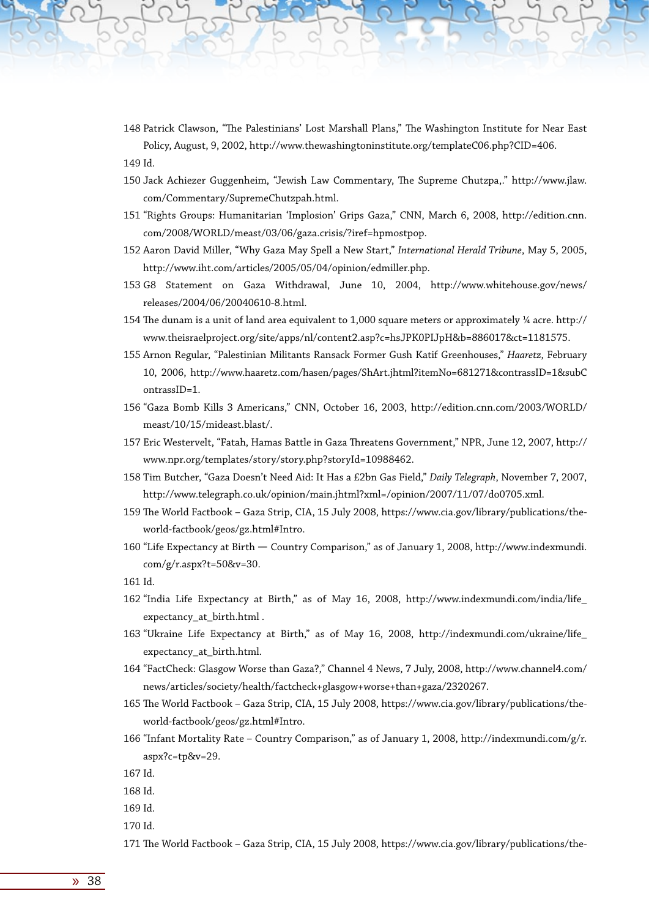148 Patrick Clawson, "The Palestinians' Lost Marshall Plans," The Washington Institute for Near East Policy, August, 9, 2002, http://www.thewashingtoninstitute.org/templateC06.php?CID=406.

149 Id.

150 Jack Achiezer Guggenheim, "Jewish Law Commentary, The Supreme Chutzpa,." http://www.jlaw.com/Commentary/SupremeChutzpah.html.

151 "Rights Groups: Humanitarian 'Implosion' Grips Gaza," CNN, March 6, 2008, http://edition.cnn.com/2008/WORLD/meast/03/06/gaza.crisis/?iref=hpmostpop.

152 Aaron David Miller, "Why Gaza May Spell a New Start," *International Herald Tribune*, May 5, 2005, http://www.iht.com/articles/2005/05/04/opinion/edmiller.php.

153 G8 Statement on Gaza Withdrawal, June 10, 2004, http://www.whitehouse.gov/news/releases/2004/06/20040610-8.html.

154 The dunam is a unit of land area equivalent to 1,000 square meters or approximately ¼ acre. http://www.theisraelproject.org/site/apps/nl/content2.asp?c=hsJPK0PIJpH&b=886017&ct=1181575.

155 Arnon Regular, "Palestinian Militants Ransack Former Gush Katif Greenhouses," *Haaretz*, February 10, 2006, http://www.haaretz.com/hasen/pages/ShArt.jhtml?itemNo=681271&contrassID=1&subContrassID=1.

156 "Gaza Bomb Kills 3 Americans," CNN, October 16, 2003, http://edition.cnn.com/2003/WORLD/meast/10/15/mideast.blast/.

157 Eric Westervelt, "Fatah, Hamas Battle in Gaza Threatens Government," NPR, June 12, 2007, http://www.npr.org/templates/story/story.php?storyId=10988462.

158 Tim Butcher, "Gaza Doesn't Need Aid: It Has a £2bn Gas Field," *Daily Telegraph*, November 7, 2007, http://www.telegraph.co.uk/opinion/main.jhtml?xml=/opinion/2007/11/07/do0705.xml.

159 The World Factbook – Gaza Strip, CIA, 15 July 2008, https://www.cia.gov/library/publications/the-world-factbook/geos/gz.html#Intro.

160 "Life Expectancy at Birth — Country Comparison," as of January 1, 2008, http://www.indexmundi.com/g/r.aspx?t=50&v=30.

161 Id.

162 "India Life Expectancy at Birth," as of May 16, 2008, http://www.indexmundi.com/india/life_expectancy_at_birth.html .

163 "Ukraine Life Expectancy at Birth," as of May 16, 2008, http://indexmundi.com/ukraine/life_expectancy_at_birth.html.

164 "FactCheck: Glasgow Worse than Gaza?," Channel 4 News, 7 July, 2008, http://www.channel4.com/news/articles/society/health/factcheck+glasgow+worse+than+gaza/2320267.

165 The World Factbook – Gaza Strip, CIA, 15 July 2008, https://www.cia.gov/library/publications/the-world-factbook/geos/gz.html#Intro.

166 "Infant Mortality Rate – Country Comparison," as of January 1, 2008, http://indexmundi.com/g/r.aspx?c=tp&v=29.

167 Id.

168 Id.

169 Id.

170 Id.

171 The World Factbook – Gaza Strip, CIA, 15 July 2008, https://www.cia.gov/library/publications/the-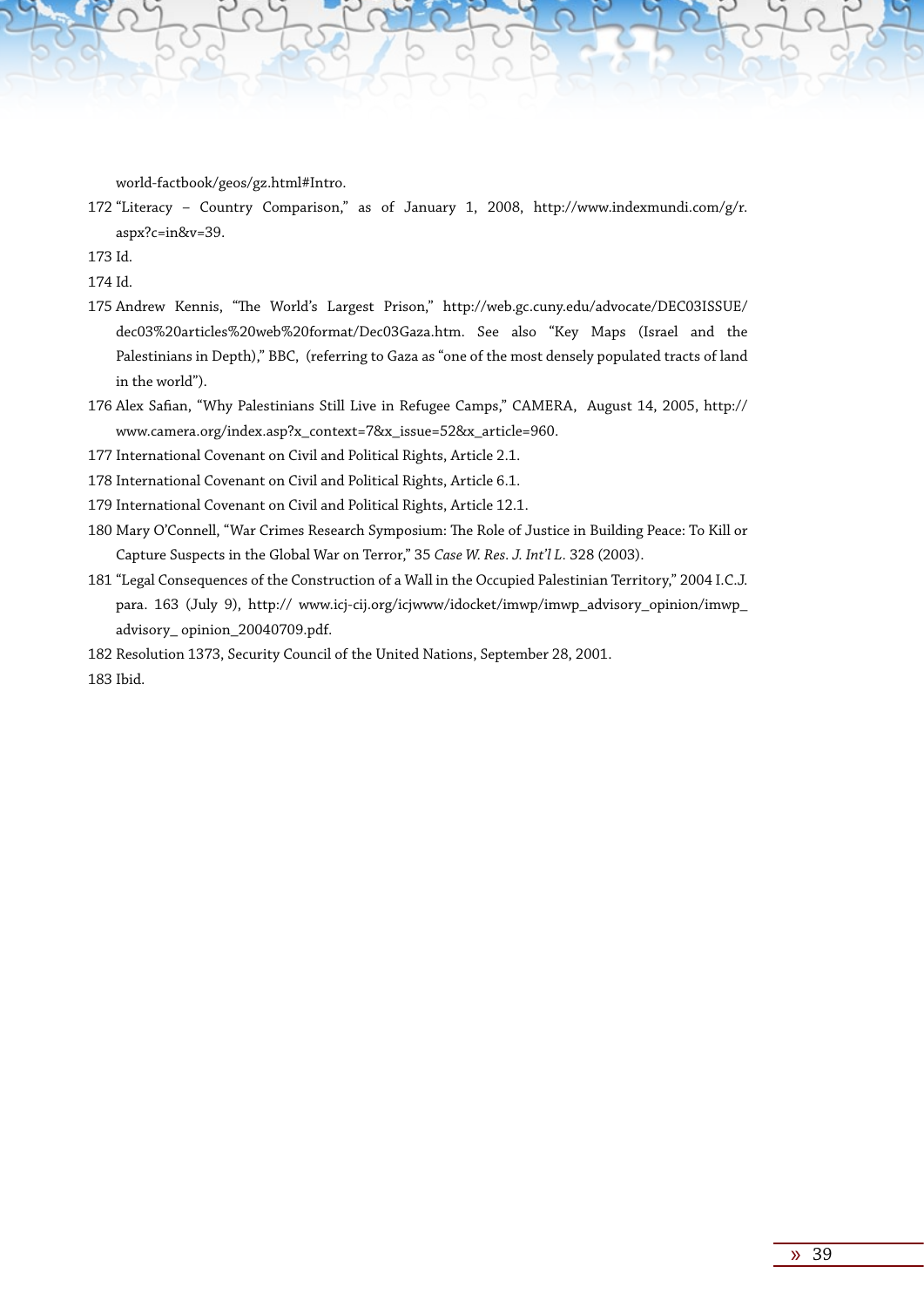world-factbook/geos/gz.html#Intro.

172 "Literacy – Country Comparison," as of January 1, 2008, http://www.indexmundi.com/g/r.aspx?c=in&v=39.

173 Id.

174 Id.

175 Andrew Kennis, "The World's Largest Prison," http://web.gc.cuny.edu/advocate/DEC03ISSUE/dec03%20articles%20web%20format/Dec03Gaza.htm. See also "Key Maps (Israel and the Palestinians in Depth)," BBC, (referring to Gaza as "one of the most densely populated tracts of land in the world").

176 Alex Safian, "Why Palestinians Still Live in Refugee Camps," CAMERA, August 14, 2005, http://www.camera.org/index.asp?x_context=7&x_issue=52&x_article=960.

177 International Covenant on Civil and Political Rights, Article 2.1.

178 International Covenant on Civil and Political Rights, Article 6.1.

179 International Covenant on Civil and Political Rights, Article 12.1.

180 Mary O'Connell, "War Crimes Research Symposium: The Role of Justice in Building Peace: To Kill or Capture Suspects in the Global War on Terror," 35 *Case W. Res. J. Int'l L*. 328 (2003).

181 "Legal Consequences of the Construction of a Wall in the Occupied Palestinian Territory," 2004 I.C.J. para. 163 (July 9), http:// www.icj-cij.org/icjwww/idocket/imwp/imwp_advisory_opinion/imwp_advisory_ opinion_20040709.pdf.

182 Resolution 1373, Security Council of the United Nations, September 28, 2001.

183 Ibid.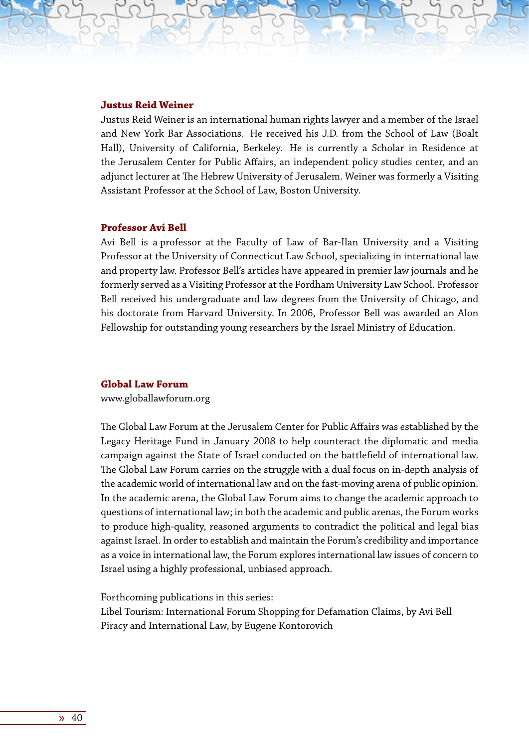**Justus Reid Weiner**

Justus Reid Weiner is an international human rights lawyer and a member of the Israel and New York Bar Associations. He received his J.D. from the School of Law (Boalt Hall), University of California, Berkeley. He is currently a Scholar in Residence at the Jerusalem Center for Public Affairs, an independent policy studies center, and an adjunct lecturer at The Hebrew University of Jerusalem. Weiner was formerly a Visiting Assistant Professor at the School of Law, Boston University.

**Professor Avi Bell**

Avi Bell is a professor at the Faculty of Law of Bar-Ilan University and a Visiting Professor at the University of Connecticut Law School, specializing in international law and property law. Professor Bell's articles have appeared in premier law journals and he formerly served as a Visiting Professor at the Fordham University Law School. Professor Bell received his undergraduate and law degrees from the University of Chicago, and his doctorate from Harvard University. In 2006, Professor Bell was awarded an Alon Fellowship for outstanding young researchers by the Israel Ministry of Education.

**Global Law Forum**

www.globallawforum.org

The Global Law Forum at the Jerusalem Center for Public Affairs was established by the Legacy Heritage Fund in January 2008 to help counteract the diplomatic and media campaign against the State of Israel conducted on the battlefield of international law. The Global Law Forum carries on the struggle with a dual focus on in-depth analysis of the academic world of international law and on the fast-moving arena of public opinion. In the academic arena, the Global Law Forum aims to change the academic approach to questions of international law; in both the academic and public arenas, the Forum works to produce high-quality, reasoned arguments to contradict the political and legal bias against Israel. In order to establish and maintain the Forum's credibility and importance as a voice in international law, the Forum explores international law issues of concern to Israel using a highly professional, unbiased approach.

Forthcoming publications in this series:
Libel Tourism: International Forum Shopping for Defamation Claims, by Avi Bell
Piracy and International Law, by Eugene Kontorovich